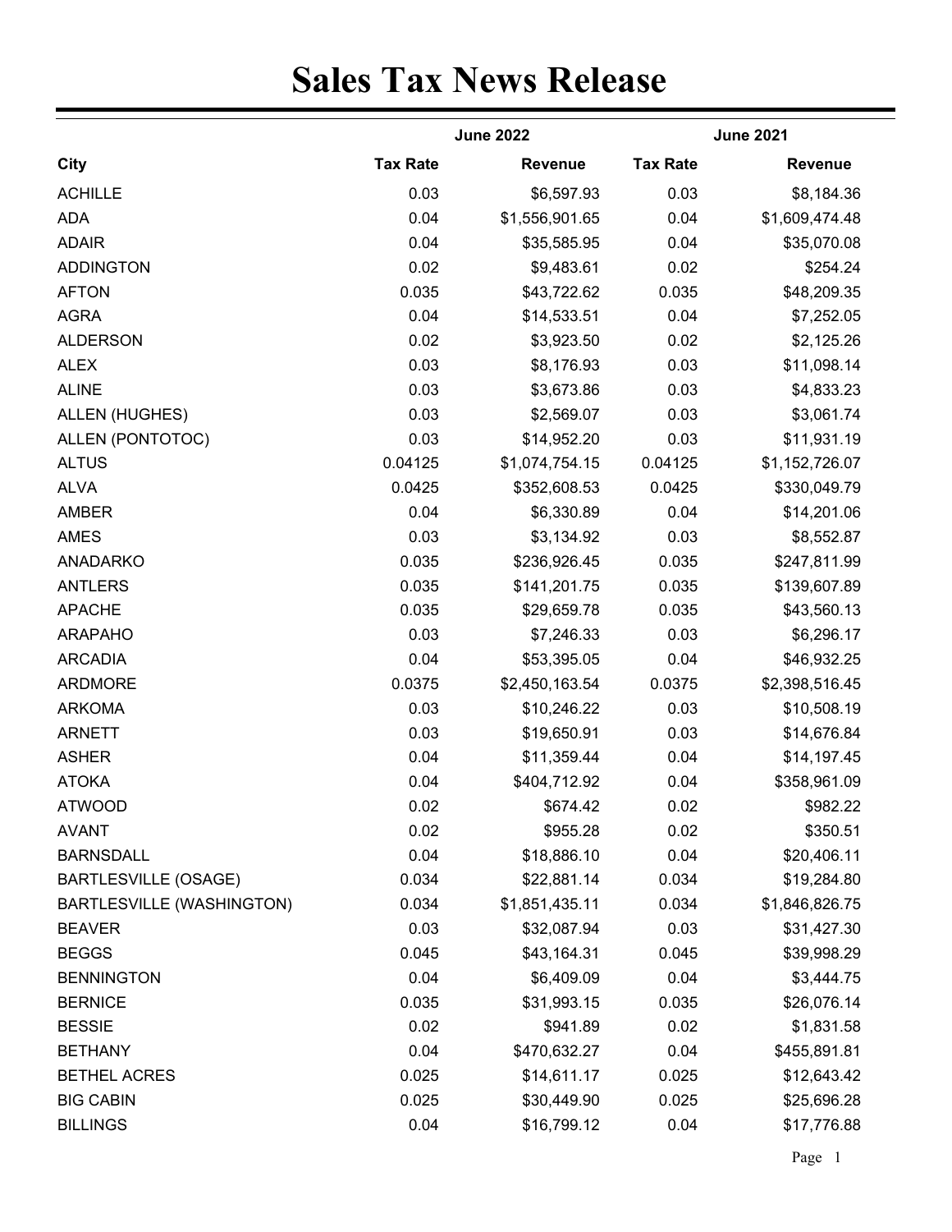# Sales Tax News Release

| City | June 2022 | | June 2021 | |
|---|---|---|---|---|
| | Tax Rate | Revenue | Tax Rate | Revenue |
| ACHILLE | 0.03 | $6,597.93 | 0.03 | $8,184.36 |
| ADA | 0.04 | $1,556,901.65 | 0.04 | $1,609,474.48 |
| ADAIR | 0.04 | $35,585.95 | 0.04 | $35,070.08 |
| ADDINGTON | 0.02 | $9,483.61 | 0.02 | $254.24 |
| AFTON | 0.035 | $43,722.62 | 0.035 | $48,209.35 |
| AGRA | 0.04 | $14,533.51 | 0.04 | $7,252.05 |
| ALDERSON | 0.02 | $3,923.50 | 0.02 | $2,125.26 |
| ALEX | 0.03 | $8,176.93 | 0.03 | $11,098.14 |
| ALINE | 0.03 | $3,673.86 | 0.03 | $4,833.23 |
| ALLEN (HUGHES) | 0.03 | $2,569.07 | 0.03 | $3,061.74 |
| ALLEN (PONTOTOC) | 0.03 | $14,952.20 | 0.03 | $11,931.19 |
| ALTUS | 0.04125 | $1,074,754.15 | 0.04125 | $1,152,726.07 |
| ALVA | 0.0425 | $352,608.53 | 0.0425 | $330,049.79 |
| AMBER | 0.04 | $6,330.89 | 0.04 | $14,201.06 |
| AMES | 0.03 | $3,134.92 | 0.03 | $8,552.87 |
| ANADARKO | 0.035 | $236,926.45 | 0.035 | $247,811.99 |
| ANTLERS | 0.035 | $141,201.75 | 0.035 | $139,607.89 |
| APACHE | 0.035 | $29,659.78 | 0.035 | $43,560.13 |
| ARAPAHO | 0.03 | $7,246.33 | 0.03 | $6,296.17 |
| ARCADIA | 0.04 | $53,395.05 | 0.04 | $46,932.25 |
| ARDMORE | 0.0375 | $2,450,163.54 | 0.0375 | $2,398,516.45 |
| ARKOMA | 0.03 | $10,246.22 | 0.03 | $10,508.19 |
| ARNETT | 0.03 | $19,650.91 | 0.03 | $14,676.84 |
| ASHER | 0.04 | $11,359.44 | 0.04 | $14,197.45 |
| ATOKA | 0.04 | $404,712.92 | 0.04 | $358,961.09 |
| ATWOOD | 0.02 | $674.42 | 0.02 | $982.22 |
| AVANT | 0.02 | $955.28 | 0.02 | $350.51 |
| BARNSDALL | 0.04 | $18,886.10 | 0.04 | $20,406.11 |
| BARTLESVILLE (OSAGE) | 0.034 | $22,881.14 | 0.034 | $19,284.80 |
| BARTLESVILLE (WASHINGTON) | 0.034 | $1,851,435.11 | 0.034 | $1,846,826.75 |
| BEAVER | 0.03 | $32,087.94 | 0.03 | $31,427.30 |
| BEGGS | 0.045 | $43,164.31 | 0.045 | $39,998.29 |
| BENNINGTON | 0.04 | $6,409.09 | 0.04 | $3,444.75 |
| BERNICE | 0.035 | $31,993.15 | 0.035 | $26,076.14 |
| BESSIE | 0.02 | $941.89 | 0.02 | $1,831.58 |
| BETHANY | 0.04 | $470,632.27 | 0.04 | $455,891.81 |
| BETHEL ACRES | 0.025 | $14,611.17 | 0.025 | $12,643.42 |
| BIG CABIN | 0.025 | $30,449.90 | 0.025 | $25,696.28 |
| BILLINGS | 0.04 | $16,799.12 | 0.04 | $17,776.88 |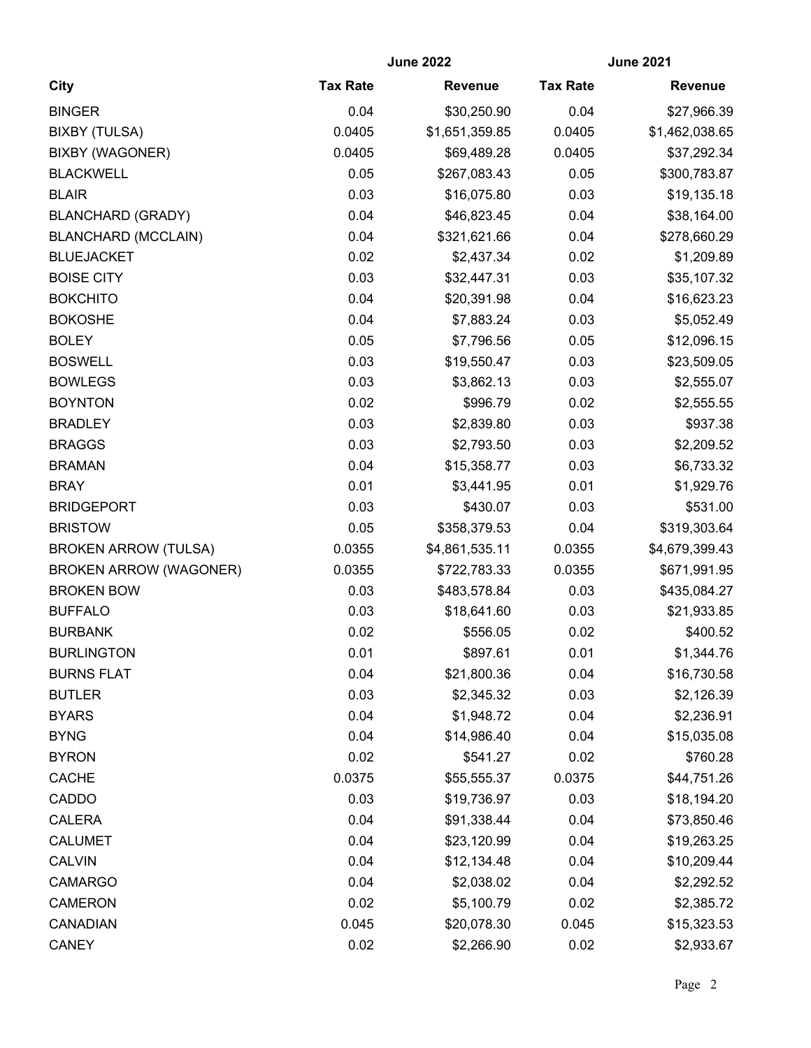| City | June 2022 | | June 2021 | |
|---|---|---|---|---|
| | Tax Rate | Revenue | Tax Rate | Revenue |
| BINGER | 0.04 | $30,250.90 | 0.04 | $27,966.39 |
| BIXBY (TULSA) | 0.0405 | $1,651,359.85 | 0.0405 | $1,462,038.65 |
| BIXBY (WAGONER) | 0.0405 | $69,489.28 | 0.0405 | $37,292.34 |
| BLACKWELL | 0.05 | $267,083.43 | 0.05 | $300,783.87 |
| BLAIR | 0.03 | $16,075.80 | 0.03 | $19,135.18 |
| BLANCHARD (GRADY) | 0.04 | $46,823.45 | 0.04 | $38,164.00 |
| BLANCHARD (MCCLAIN) | 0.04 | $321,621.66 | 0.04 | $278,660.29 |
| BLUEJACKET | 0.02 | $2,437.34 | 0.02 | $1,209.89 |
| BOISE CITY | 0.03 | $32,447.31 | 0.03 | $35,107.32 |
| BOKCHITO | 0.04 | $20,391.98 | 0.04 | $16,623.23 |
| BOKOSHE | 0.04 | $7,883.24 | 0.03 | $5,052.49 |
| BOLEY | 0.05 | $7,796.56 | 0.05 | $12,096.15 |
| BOSWELL | 0.03 | $19,550.47 | 0.03 | $23,509.05 |
| BOWLEGS | 0.03 | $3,862.13 | 0.03 | $2,555.07 |
| BOYNTON | 0.02 | $996.79 | 0.02 | $2,555.55 |
| BRADLEY | 0.03 | $2,839.80 | 0.03 | $937.38 |
| BRAGGS | 0.03 | $2,793.50 | 0.03 | $2,209.52 |
| BRAMAN | 0.04 | $15,358.77 | 0.03 | $6,733.32 |
| BRAY | 0.01 | $3,441.95 | 0.01 | $1,929.76 |
| BRIDGEPORT | 0.03 | $430.07 | 0.03 | $531.00 |
| BRISTOW | 0.05 | $358,379.53 | 0.04 | $319,303.64 |
| BROKEN ARROW (TULSA) | 0.0355 | $4,861,535.11 | 0.0355 | $4,679,399.43 |
| BROKEN ARROW (WAGONER) | 0.0355 | $722,783.33 | 0.0355 | $671,991.95 |
| BROKEN BOW | 0.03 | $483,578.84 | 0.03 | $435,084.27 |
| BUFFALO | 0.03 | $18,641.60 | 0.03 | $21,933.85 |
| BURBANK | 0.02 | $556.05 | 0.02 | $400.52 |
| BURLINGTON | 0.01 | $897.61 | 0.01 | $1,344.76 |
| BURNS FLAT | 0.04 | $21,800.36 | 0.04 | $16,730.58 |
| BUTLER | 0.03 | $2,345.32 | 0.03 | $2,126.39 |
| BYARS | 0.04 | $1,948.72 | 0.04 | $2,236.91 |
| BYNG | 0.04 | $14,986.40 | 0.04 | $15,035.08 |
| BYRON | 0.02 | $541.27 | 0.02 | $760.28 |
| CACHE | 0.0375 | $55,555.37 | 0.0375 | $44,751.26 |
| CADDO | 0.03 | $19,736.97 | 0.03 | $18,194.20 |
| CALERA | 0.04 | $91,338.44 | 0.04 | $73,850.46 |
| CALUMET | 0.04 | $23,120.99 | 0.04 | $19,263.25 |
| CALVIN | 0.04 | $12,134.48 | 0.04 | $10,209.44 |
| CAMARGO | 0.04 | $2,038.02 | 0.04 | $2,292.52 |
| CAMERON | 0.02 | $5,100.79 | 0.02 | $2,385.72 |
| CANADIAN | 0.045 | $20,078.30 | 0.045 | $15,323.53 |
| CANEY | 0.02 | $2,266.90 | 0.02 | $2,933.67 |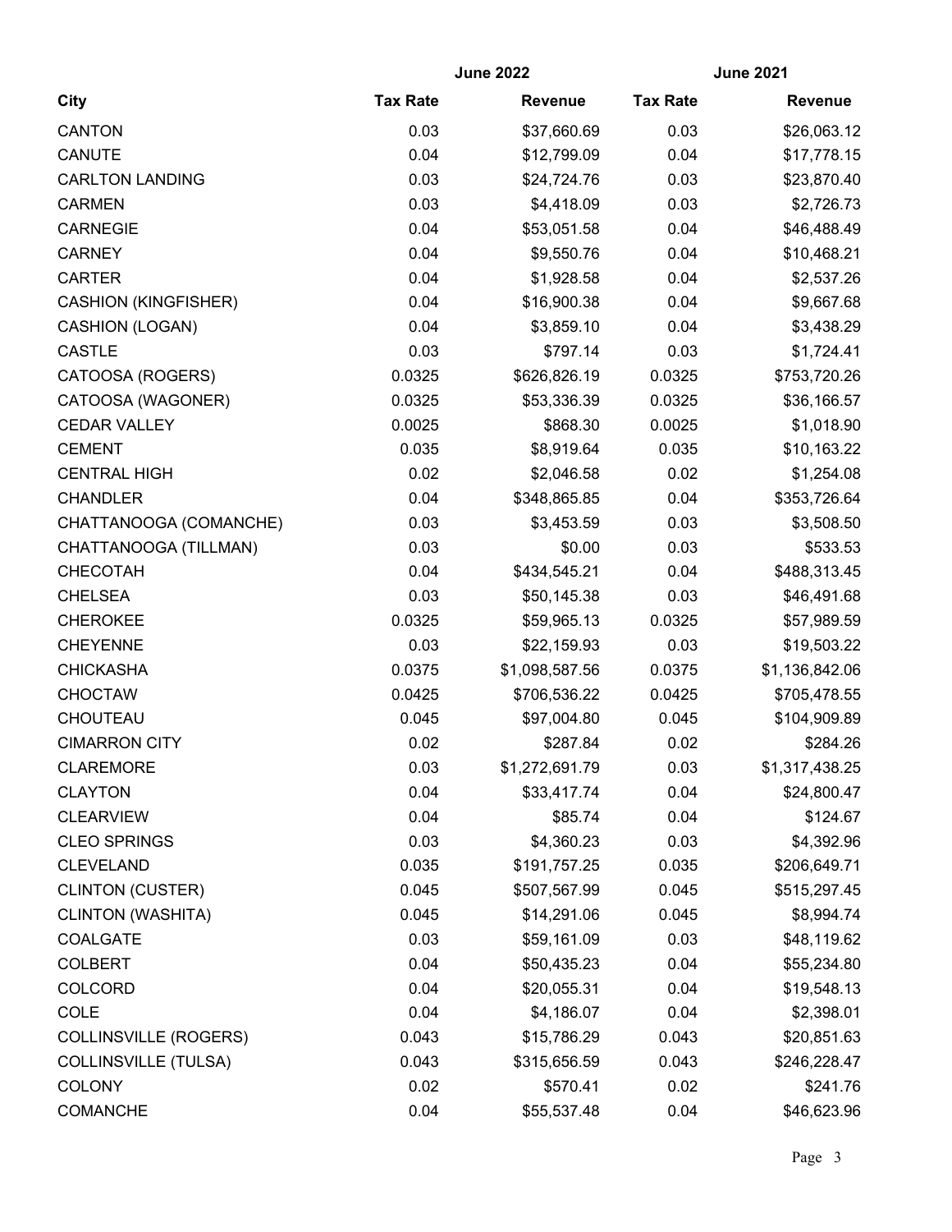| City | June 2022 | | June 2021 | |
|---|---|---|---|---|
| | Tax Rate | Revenue | Tax Rate | Revenue |
| CANTON | 0.03 | $37,660.69 | 0.03 | $26,063.12 |
| CANUTE | 0.04 | $12,799.09 | 0.04 | $17,778.15 |
| CARLTON LANDING | 0.03 | $24,724.76 | 0.03 | $23,870.40 |
| CARMEN | 0.03 | $4,418.09 | 0.03 | $2,726.73 |
| CARNEGIE | 0.04 | $53,051.58 | 0.04 | $46,488.49 |
| CARNEY | 0.04 | $9,550.76 | 0.04 | $10,468.21 |
| CARTER | 0.04 | $1,928.58 | 0.04 | $2,537.26 |
| CASHION (KINGFISHER) | 0.04 | $16,900.38 | 0.04 | $9,667.68 |
| CASHION (LOGAN) | 0.04 | $3,859.10 | 0.04 | $3,438.29 |
| CASTLE | 0.03 | $797.14 | 0.03 | $1,724.41 |
| CATOOSA (ROGERS) | 0.0325 | $626,826.19 | 0.0325 | $753,720.26 |
| CATOOSA (WAGONER) | 0.0325 | $53,336.39 | 0.0325 | $36,166.57 |
| CEDAR VALLEY | 0.0025 | $868.30 | 0.0025 | $1,018.90 |
| CEMENT | 0.035 | $8,919.64 | 0.035 | $10,163.22 |
| CENTRAL HIGH | 0.02 | $2,046.58 | 0.02 | $1,254.08 |
| CHANDLER | 0.04 | $348,865.85 | 0.04 | $353,726.64 |
| CHATTANOOGA (COMANCHE) | 0.03 | $3,453.59 | 0.03 | $3,508.50 |
| CHATTANOOGA (TILLMAN) | 0.03 | $0.00 | 0.03 | $533.53 |
| CHECOTAH | 0.04 | $434,545.21 | 0.04 | $488,313.45 |
| CHELSEA | 0.03 | $50,145.38 | 0.03 | $46,491.68 |
| CHEROKEE | 0.0325 | $59,965.13 | 0.0325 | $57,989.59 |
| CHEYENNE | 0.03 | $22,159.93 | 0.03 | $19,503.22 |
| CHICKASHA | 0.0375 | $1,098,587.56 | 0.0375 | $1,136,842.06 |
| CHOCTAW | 0.0425 | $706,536.22 | 0.0425 | $705,478.55 |
| CHOUTEAU | 0.045 | $97,004.80 | 0.045 | $104,909.89 |
| CIMARRON CITY | 0.02 | $287.84 | 0.02 | $284.26 |
| CLAREMORE | 0.03 | $1,272,691.79 | 0.03 | $1,317,438.25 |
| CLAYTON | 0.04 | $33,417.74 | 0.04 | $24,800.47 |
| CLEARVIEW | 0.04 | $85.74 | 0.04 | $124.67 |
| CLEO SPRINGS | 0.03 | $4,360.23 | 0.03 | $4,392.96 |
| CLEVELAND | 0.035 | $191,757.25 | 0.035 | $206,649.71 |
| CLINTON (CUSTER) | 0.045 | $507,567.99 | 0.045 | $515,297.45 |
| CLINTON (WASHITA) | 0.045 | $14,291.06 | 0.045 | $8,994.74 |
| COALGATE | 0.03 | $59,161.09 | 0.03 | $48,119.62 |
| COLBERT | 0.04 | $50,435.23 | 0.04 | $55,234.80 |
| COLCORD | 0.04 | $20,055.31 | 0.04 | $19,548.13 |
| COLE | 0.04 | $4,186.07 | 0.04 | $2,398.01 |
| COLLINSVILLE (ROGERS) | 0.043 | $15,786.29 | 0.043 | $20,851.63 |
| COLLINSVILLE (TULSA) | 0.043 | $315,656.59 | 0.043 | $246,228.47 |
| COLONY | 0.02 | $570.41 | 0.02 | $241.76 |
| COMANCHE | 0.04 | $55,537.48 | 0.04 | $46,623.96 |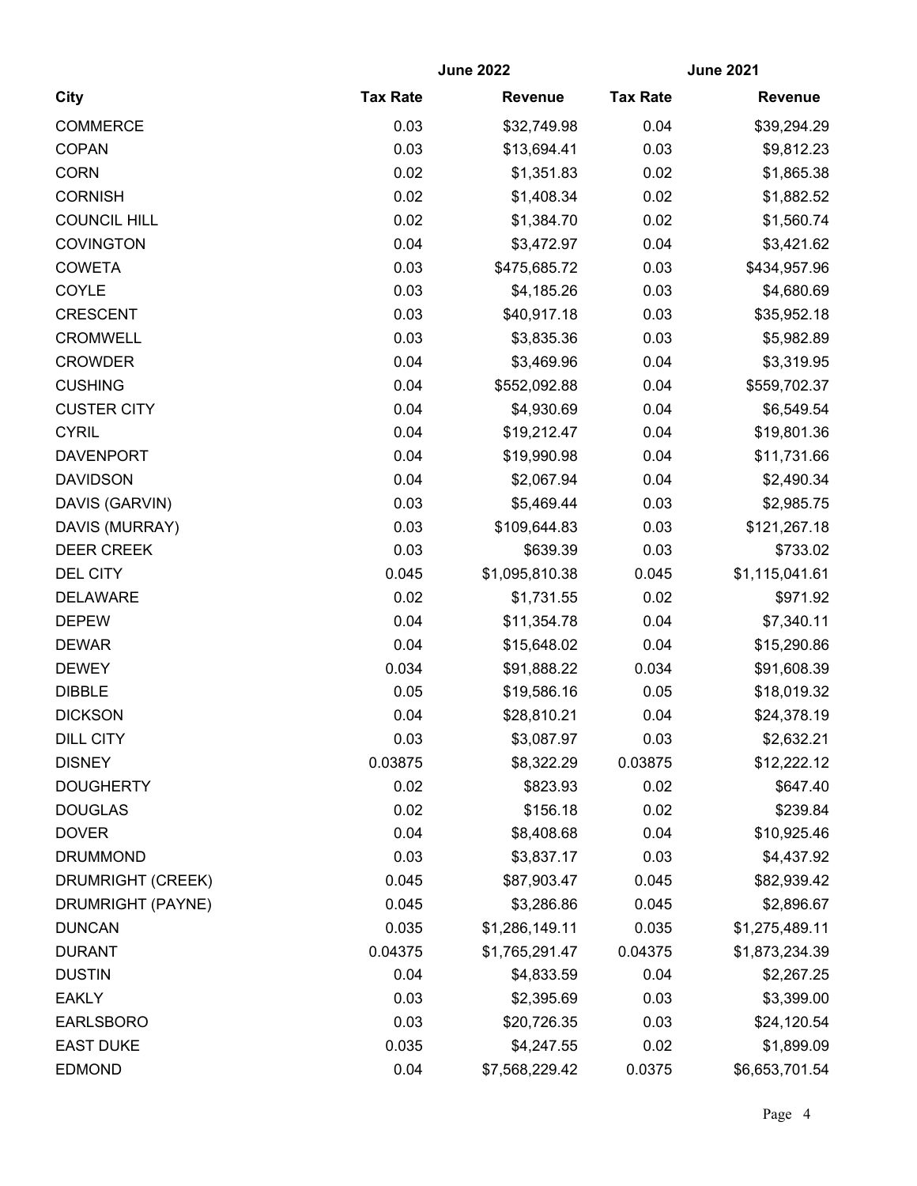| City | June 2022 | | June 2021 | |
|---|---|---|---|---|
| | Tax Rate | Revenue | Tax Rate | Revenue |
| COMMERCE | 0.03 | $32,749.98 | 0.04 | $39,294.29 |
| COPAN | 0.03 | $13,694.41 | 0.03 | $9,812.23 |
| CORN | 0.02 | $1,351.83 | 0.02 | $1,865.38 |
| CORNISH | 0.02 | $1,408.34 | 0.02 | $1,882.52 |
| COUNCIL HILL | 0.02 | $1,384.70 | 0.02 | $1,560.74 |
| COVINGTON | 0.04 | $3,472.97 | 0.04 | $3,421.62 |
| COWETA | 0.03 | $475,685.72 | 0.03 | $434,957.96 |
| COYLE | 0.03 | $4,185.26 | 0.03 | $4,680.69 |
| CRESCENT | 0.03 | $40,917.18 | 0.03 | $35,952.18 |
| CROMWELL | 0.03 | $3,835.36 | 0.03 | $5,982.89 |
| CROWDER | 0.04 | $3,469.96 | 0.04 | $3,319.95 |
| CUSHING | 0.04 | $552,092.88 | 0.04 | $559,702.37 |
| CUSTER CITY | 0.04 | $4,930.69 | 0.04 | $6,549.54 |
| CYRIL | 0.04 | $19,212.47 | 0.04 | $19,801.36 |
| DAVENPORT | 0.04 | $19,990.98 | 0.04 | $11,731.66 |
| DAVIDSON | 0.04 | $2,067.94 | 0.04 | $2,490.34 |
| DAVIS (GARVIN) | 0.03 | $5,469.44 | 0.03 | $2,985.75 |
| DAVIS (MURRAY) | 0.03 | $109,644.83 | 0.03 | $121,267.18 |
| DEER CREEK | 0.03 | $639.39 | 0.03 | $733.02 |
| DEL CITY | 0.045 | $1,095,810.38 | 0.045 | $1,115,041.61 |
| DELAWARE | 0.02 | $1,731.55 | 0.02 | $971.92 |
| DEPEW | 0.04 | $11,354.78 | 0.04 | $7,340.11 |
| DEWAR | 0.04 | $15,648.02 | 0.04 | $15,290.86 |
| DEWEY | 0.034 | $91,888.22 | 0.034 | $91,608.39 |
| DIBBLE | 0.05 | $19,586.16 | 0.05 | $18,019.32 |
| DICKSON | 0.04 | $28,810.21 | 0.04 | $24,378.19 |
| DILL CITY | 0.03 | $3,087.97 | 0.03 | $2,632.21 |
| DISNEY | 0.03875 | $8,322.29 | 0.03875 | $12,222.12 |
| DOUGHERTY | 0.02 | $823.93 | 0.02 | $647.40 |
| DOUGLAS | 0.02 | $156.18 | 0.02 | $239.84 |
| DOVER | 0.04 | $8,408.68 | 0.04 | $10,925.46 |
| DRUMMOND | 0.03 | $3,837.17 | 0.03 | $4,437.92 |
| DRUMRIGHT (CREEK) | 0.045 | $87,903.47 | 0.045 | $82,939.42 |
| DRUMRIGHT (PAYNE) | 0.045 | $3,286.86 | 0.045 | $2,896.67 |
| DUNCAN | 0.035 | $1,286,149.11 | 0.035 | $1,275,489.11 |
| DURANT | 0.04375 | $1,765,291.47 | 0.04375 | $1,873,234.39 |
| DUSTIN | 0.04 | $4,833.59 | 0.04 | $2,267.25 |
| EAKLY | 0.03 | $2,395.69 | 0.03 | $3,399.00 |
| EARLSBORO | 0.03 | $20,726.35 | 0.03 | $24,120.54 |
| EAST DUKE | 0.035 | $4,247.55 | 0.02 | $1,899.09 |
| EDMOND | 0.04 | $7,568,229.42 | 0.0375 | $6,653,701.54 |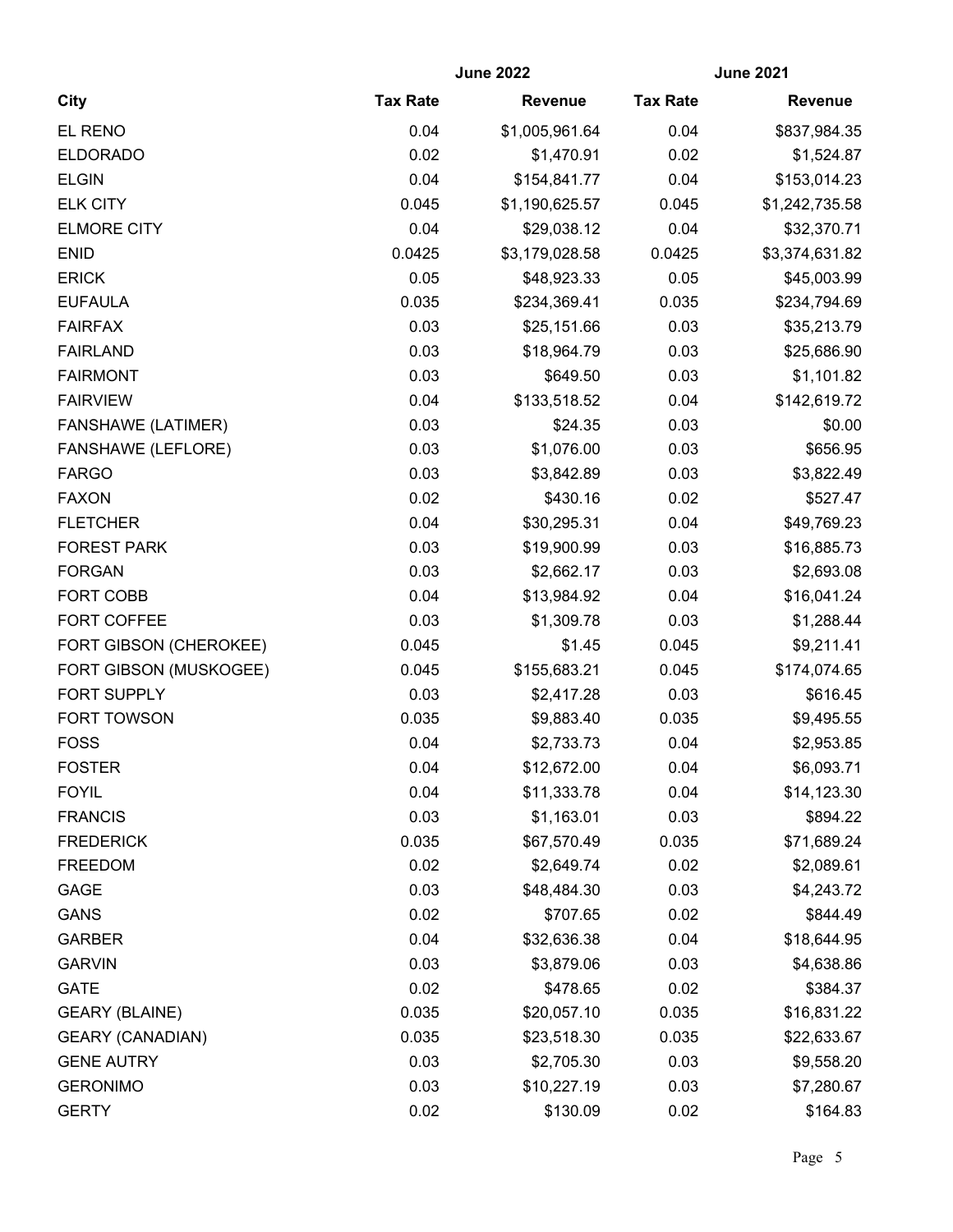| City | June 2022 | | June 2021 | |
|---|---|---|---|---|
| | Tax Rate | Revenue | Tax Rate | Revenue |
| EL RENO | 0.04 | $1,005,961.64 | 0.04 | $837,984.35 |
| ELDORADO | 0.02 | $1,470.91 | 0.02 | $1,524.87 |
| ELGIN | 0.04 | $154,841.77 | 0.04 | $153,014.23 |
| ELK CITY | 0.045 | $1,190,625.57 | 0.045 | $1,242,735.58 |
| ELMORE CITY | 0.04 | $29,038.12 | 0.04 | $32,370.71 |
| ENID | 0.0425 | $3,179,028.58 | 0.0425 | $3,374,631.82 |
| ERICK | 0.05 | $48,923.33 | 0.05 | $45,003.99 |
| EUFAULA | 0.035 | $234,369.41 | 0.035 | $234,794.69 |
| FAIRFAX | 0.03 | $25,151.66 | 0.03 | $35,213.79 |
| FAIRLAND | 0.03 | $18,964.79 | 0.03 | $25,686.90 |
| FAIRMONT | 0.03 | $649.50 | 0.03 | $1,101.82 |
| FAIRVIEW | 0.04 | $133,518.52 | 0.04 | $142,619.72 |
| FANSHAWE (LATIMER) | 0.03 | $24.35 | 0.03 | $0.00 |
| FANSHAWE (LEFLORE) | 0.03 | $1,076.00 | 0.03 | $656.95 |
| FARGO | 0.03 | $3,842.89 | 0.03 | $3,822.49 |
| FAXON | 0.02 | $430.16 | 0.02 | $527.47 |
| FLETCHER | 0.04 | $30,295.31 | 0.04 | $49,769.23 |
| FOREST PARK | 0.03 | $19,900.99 | 0.03 | $16,885.73 |
| FORGAN | 0.03 | $2,662.17 | 0.03 | $2,693.08 |
| FORT COBB | 0.04 | $13,984.92 | 0.04 | $16,041.24 |
| FORT COFFEE | 0.03 | $1,309.78 | 0.03 | $1,288.44 |
| FORT GIBSON (CHEROKEE) | 0.045 | $1.45 | 0.045 | $9,211.41 |
| FORT GIBSON (MUSKOGEE) | 0.045 | $155,683.21 | 0.045 | $174,074.65 |
| FORT SUPPLY | 0.03 | $2,417.28 | 0.03 | $616.45 |
| FORT TOWSON | 0.035 | $9,883.40 | 0.035 | $9,495.55 |
| FOSS | 0.04 | $2,733.73 | 0.04 | $2,953.85 |
| FOSTER | 0.04 | $12,672.00 | 0.04 | $6,093.71 |
| FOYIL | 0.04 | $11,333.78 | 0.04 | $14,123.30 |
| FRANCIS | 0.03 | $1,163.01 | 0.03 | $894.22 |
| FREDERICK | 0.035 | $67,570.49 | 0.035 | $71,689.24 |
| FREEDOM | 0.02 | $2,649.74 | 0.02 | $2,089.61 |
| GAGE | 0.03 | $48,484.30 | 0.03 | $4,243.72 |
| GANS | 0.02 | $707.65 | 0.02 | $844.49 |
| GARBER | 0.04 | $32,636.38 | 0.04 | $18,644.95 |
| GARVIN | 0.03 | $3,879.06 | 0.03 | $4,638.86 |
| GATE | 0.02 | $478.65 | 0.02 | $384.37 |
| GEARY (BLAINE) | 0.035 | $20,057.10 | 0.035 | $16,831.22 |
| GEARY (CANADIAN) | 0.035 | $23,518.30 | 0.035 | $22,633.67 |
| GENE AUTRY | 0.03 | $2,705.30 | 0.03 | $9,558.20 |
| GERONIMO | 0.03 | $10,227.19 | 0.03 | $7,280.67 |
| GERTY | 0.02 | $130.09 | 0.02 | $164.83 |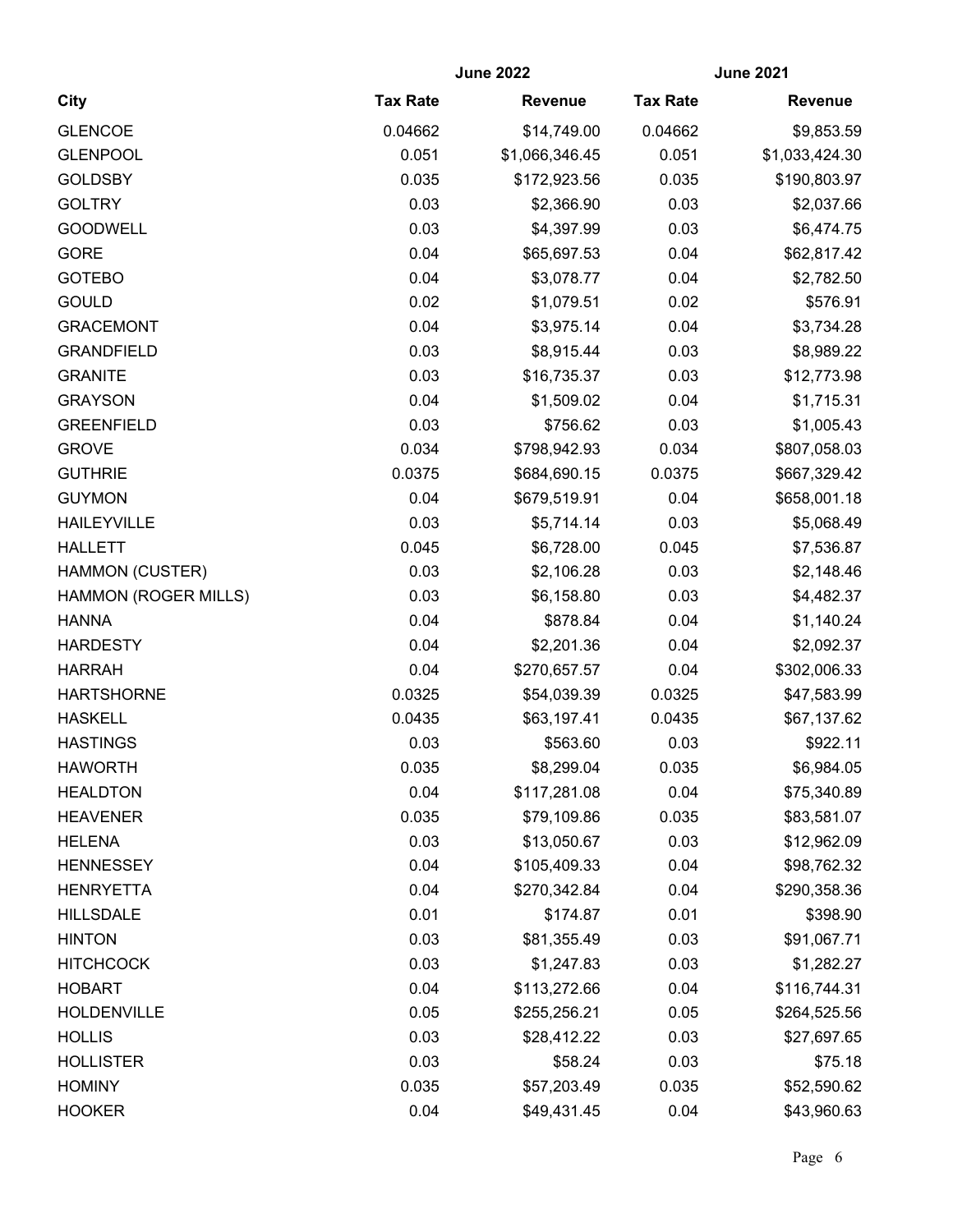| City | June 2022 | | June 2021 | |
|---|---|---|---|---|
| | Tax Rate | Revenue | Tax Rate | Revenue |
| GLENCOE | 0.04662 | $14,749.00 | 0.04662 | $9,853.59 |
| GLENPOOL | 0.051 | $1,066,346.45 | 0.051 | $1,033,424.30 |
| GOLDSBY | 0.035 | $172,923.56 | 0.035 | $190,803.97 |
| GOLTRY | 0.03 | $2,366.90 | 0.03 | $2,037.66 |
| GOODWELL | 0.03 | $4,397.99 | 0.03 | $6,474.75 |
| GORE | 0.04 | $65,697.53 | 0.04 | $62,817.42 |
| GOTEBO | 0.04 | $3,078.77 | 0.04 | $2,782.50 |
| GOULD | 0.02 | $1,079.51 | 0.02 | $576.91 |
| GRACEMONT | 0.04 | $3,975.14 | 0.04 | $3,734.28 |
| GRANDFIELD | 0.03 | $8,915.44 | 0.03 | $8,989.22 |
| GRANITE | 0.03 | $16,735.37 | 0.03 | $12,773.98 |
| GRAYSON | 0.04 | $1,509.02 | 0.04 | $1,715.31 |
| GREENFIELD | 0.03 | $756.62 | 0.03 | $1,005.43 |
| GROVE | 0.034 | $798,942.93 | 0.034 | $807,058.03 |
| GUTHRIE | 0.0375 | $684,690.15 | 0.0375 | $667,329.42 |
| GUYMON | 0.04 | $679,519.91 | 0.04 | $658,001.18 |
| HAILEYVILLE | 0.03 | $5,714.14 | 0.03 | $5,068.49 |
| HALLETT | 0.045 | $6,728.00 | 0.045 | $7,536.87 |
| HAMMON (CUSTER) | 0.03 | $2,106.28 | 0.03 | $2,148.46 |
| HAMMON (ROGER MILLS) | 0.03 | $6,158.80 | 0.03 | $4,482.37 |
| HANNA | 0.04 | $878.84 | 0.04 | $1,140.24 |
| HARDESTY | 0.04 | $2,201.36 | 0.04 | $2,092.37 |
| HARRAH | 0.04 | $270,657.57 | 0.04 | $302,006.33 |
| HARTSHORNE | 0.0325 | $54,039.39 | 0.0325 | $47,583.99 |
| HASKELL | 0.0435 | $63,197.41 | 0.0435 | $67,137.62 |
| HASTINGS | 0.03 | $563.60 | 0.03 | $922.11 |
| HAWORTH | 0.035 | $8,299.04 | 0.035 | $6,984.05 |
| HEALDTON | 0.04 | $117,281.08 | 0.04 | $75,340.89 |
| HEAVENER | 0.035 | $79,109.86 | 0.035 | $83,581.07 |
| HELENA | 0.03 | $13,050.67 | 0.03 | $12,962.09 |
| HENNESSEY | 0.04 | $105,409.33 | 0.04 | $98,762.32 |
| HENRYETTA | 0.04 | $270,342.84 | 0.04 | $290,358.36 |
| HILLSDALE | 0.01 | $174.87 | 0.01 | $398.90 |
| HINTON | 0.03 | $81,355.49 | 0.03 | $91,067.71 |
| HITCHCOCK | 0.03 | $1,247.83 | 0.03 | $1,282.27 |
| HOBART | 0.04 | $113,272.66 | 0.04 | $116,744.31 |
| HOLDENVILLE | 0.05 | $255,256.21 | 0.05 | $264,525.56 |
| HOLLIS | 0.03 | $28,412.22 | 0.03 | $27,697.65 |
| HOLLISTER | 0.03 | $58.24 | 0.03 | $75.18 |
| HOMINY | 0.035 | $57,203.49 | 0.035 | $52,590.62 |
| HOOKER | 0.04 | $49,431.45 | 0.04 | $43,960.63 |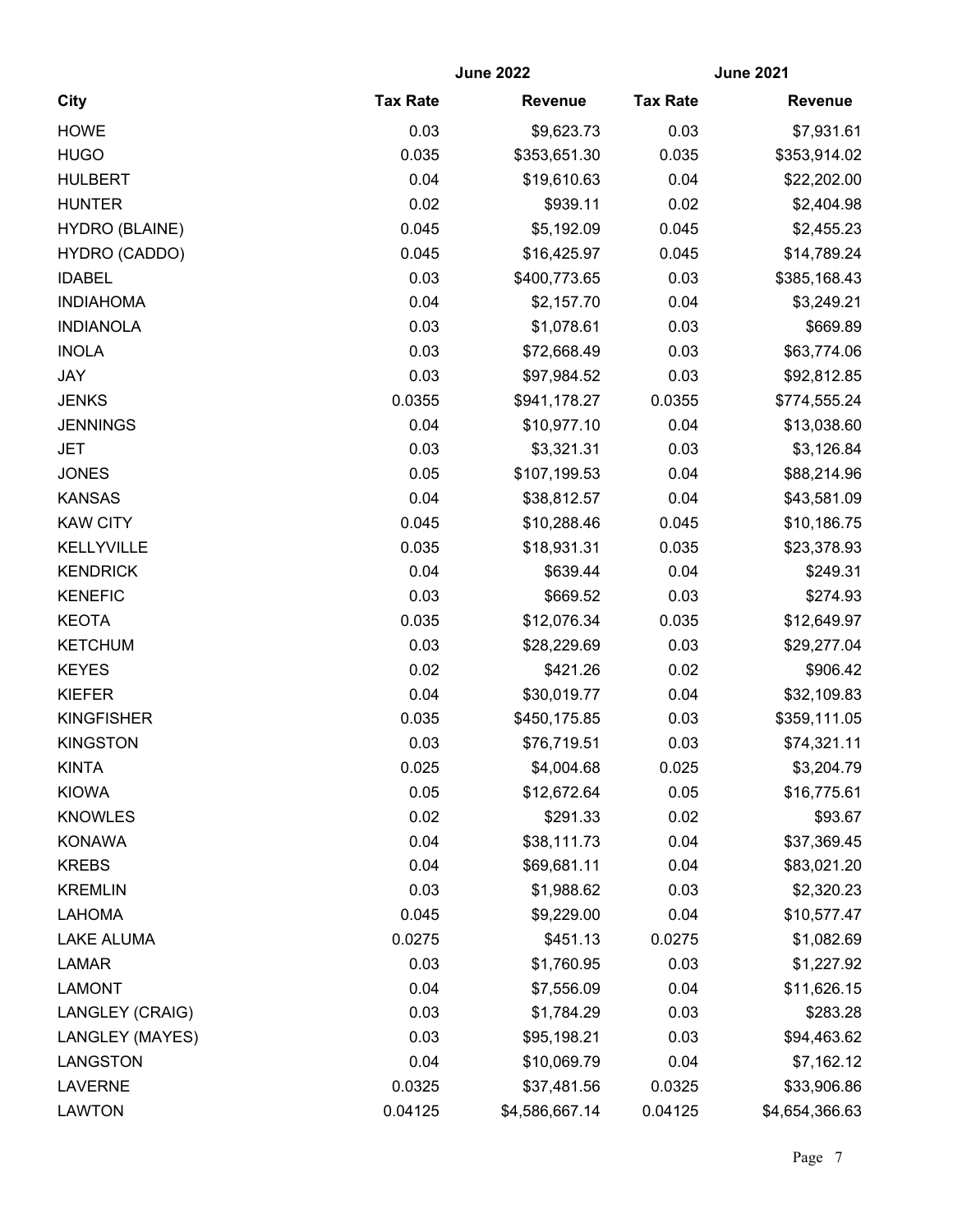| City | June 2022 | | June 2021 | |
|---|---|---|---|---|
| | Tax Rate | Revenue | Tax Rate | Revenue |
| HOWE | 0.03 | $9,623.73 | 0.03 | $7,931.61 |
| HUGO | 0.035 | $353,651.30 | 0.035 | $353,914.02 |
| HULBERT | 0.04 | $19,610.63 | 0.04 | $22,202.00 |
| HUNTER | 0.02 | $939.11 | 0.02 | $2,404.98 |
| HYDRO (BLAINE) | 0.045 | $5,192.09 | 0.045 | $2,455.23 |
| HYDRO (CADDO) | 0.045 | $16,425.97 | 0.045 | $14,789.24 |
| IDABEL | 0.03 | $400,773.65 | 0.03 | $385,168.43 |
| INDIAHOMA | 0.04 | $2,157.70 | 0.04 | $3,249.21 |
| INDIANOLA | 0.03 | $1,078.61 | 0.03 | $669.89 |
| INOLA | 0.03 | $72,668.49 | 0.03 | $63,774.06 |
| JAY | 0.03 | $97,984.52 | 0.03 | $92,812.85 |
| JENKS | 0.0355 | $941,178.27 | 0.0355 | $774,555.24 |
| JENNINGS | 0.04 | $10,977.10 | 0.04 | $13,038.60 |
| JET | 0.03 | $3,321.31 | 0.03 | $3,126.84 |
| JONES | 0.05 | $107,199.53 | 0.04 | $88,214.96 |
| KANSAS | 0.04 | $38,812.57 | 0.04 | $43,581.09 |
| KAW CITY | 0.045 | $10,288.46 | 0.045 | $10,186.75 |
| KELLYVILLE | 0.035 | $18,931.31 | 0.035 | $23,378.93 |
| KENDRICK | 0.04 | $639.44 | 0.04 | $249.31 |
| KENEFIC | 0.03 | $669.52 | 0.03 | $274.93 |
| KEOTA | 0.035 | $12,076.34 | 0.035 | $12,649.97 |
| KETCHUM | 0.03 | $28,229.69 | 0.03 | $29,277.04 |
| KEYES | 0.02 | $421.26 | 0.02 | $906.42 |
| KIEFER | 0.04 | $30,019.77 | 0.04 | $32,109.83 |
| KINGFISHER | 0.035 | $450,175.85 | 0.03 | $359,111.05 |
| KINGSTON | 0.03 | $76,719.51 | 0.03 | $74,321.11 |
| KINTA | 0.025 | $4,004.68 | 0.025 | $3,204.79 |
| KIOWA | 0.05 | $12,672.64 | 0.05 | $16,775.61 |
| KNOWLES | 0.02 | $291.33 | 0.02 | $93.67 |
| KONAWA | 0.04 | $38,111.73 | 0.04 | $37,369.45 |
| KREBS | 0.04 | $69,681.11 | 0.04 | $83,021.20 |
| KREMLIN | 0.03 | $1,988.62 | 0.03 | $2,320.23 |
| LAHOMA | 0.045 | $9,229.00 | 0.04 | $10,577.47 |
| LAKE ALUMA | 0.0275 | $451.13 | 0.0275 | $1,082.69 |
| LAMAR | 0.03 | $1,760.95 | 0.03 | $1,227.92 |
| LAMONT | 0.04 | $7,556.09 | 0.04 | $11,626.15 |
| LANGLEY (CRAIG) | 0.03 | $1,784.29 | 0.03 | $283.28 |
| LANGLEY (MAYES) | 0.03 | $95,198.21 | 0.03 | $94,463.62 |
| LANGSTON | 0.04 | $10,069.79 | 0.04 | $7,162.12 |
| LAVERNE | 0.0325 | $37,481.56 | 0.0325 | $33,906.86 |
| LAWTON | 0.04125 | $4,586,667.14 | 0.04125 | $4,654,366.63 |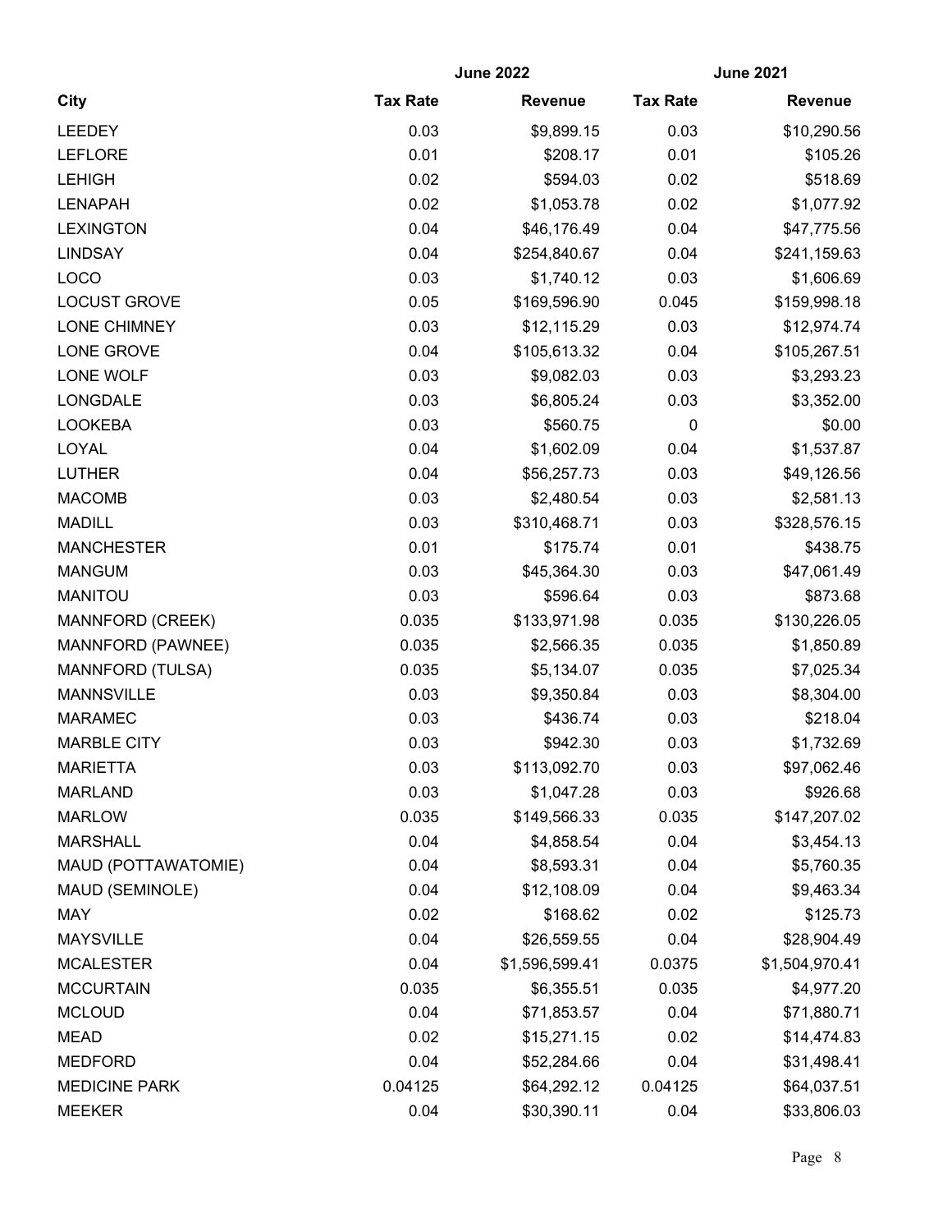| City | June 2022 | | June 2021 | |
|---|---|---|---|---|
| | Tax Rate | Revenue | Tax Rate | Revenue |
| LEEDEY | 0.03 | $9,899.15 | 0.03 | $10,290.56 |
| LEFLORE | 0.01 | $208.17 | 0.01 | $105.26 |
| LEHIGH | 0.02 | $594.03 | 0.02 | $518.69 |
| LENAPAH | 0.02 | $1,053.78 | 0.02 | $1,077.92 |
| LEXINGTON | 0.04 | $46,176.49 | 0.04 | $47,775.56 |
| LINDSAY | 0.04 | $254,840.67 | 0.04 | $241,159.63 |
| LOCO | 0.03 | $1,740.12 | 0.03 | $1,606.69 |
| LOCUST GROVE | 0.05 | $169,596.90 | 0.045 | $159,998.18 |
| LONE CHIMNEY | 0.03 | $12,115.29 | 0.03 | $12,974.74 |
| LONE GROVE | 0.04 | $105,613.32 | 0.04 | $105,267.51 |
| LONE WOLF | 0.03 | $9,082.03 | 0.03 | $3,293.23 |
| LONGDALE | 0.03 | $6,805.24 | 0.03 | $3,352.00 |
| LOOKEBA | 0.03 | $560.75 | 0 | $0.00 |
| LOYAL | 0.04 | $1,602.09 | 0.04 | $1,537.87 |
| LUTHER | 0.04 | $56,257.73 | 0.03 | $49,126.56 |
| MACOMB | 0.03 | $2,480.54 | 0.03 | $2,581.13 |
| MADILL | 0.03 | $310,468.71 | 0.03 | $328,576.15 |
| MANCHESTER | 0.01 | $175.74 | 0.01 | $438.75 |
| MANGUM | 0.03 | $45,364.30 | 0.03 | $47,061.49 |
| MANITOU | 0.03 | $596.64 | 0.03 | $873.68 |
| MANNFORD (CREEK) | 0.035 | $133,971.98 | 0.035 | $130,226.05 |
| MANNFORD (PAWNEE) | 0.035 | $2,566.35 | 0.035 | $1,850.89 |
| MANNFORD (TULSA) | 0.035 | $5,134.07 | 0.035 | $7,025.34 |
| MANNSVILLE | 0.03 | $9,350.84 | 0.03 | $8,304.00 |
| MARAMEC | 0.03 | $436.74 | 0.03 | $218.04 |
| MARBLE CITY | 0.03 | $942.30 | 0.03 | $1,732.69 |
| MARIETTA | 0.03 | $113,092.70 | 0.03 | $97,062.46 |
| MARLAND | 0.03 | $1,047.28 | 0.03 | $926.68 |
| MARLOW | 0.035 | $149,566.33 | 0.035 | $147,207.02 |
| MARSHALL | 0.04 | $4,858.54 | 0.04 | $3,454.13 |
| MAUD (POTTAWATOMIE) | 0.04 | $8,593.31 | 0.04 | $5,760.35 |
| MAUD (SEMINOLE) | 0.04 | $12,108.09 | 0.04 | $9,463.34 |
| MAY | 0.02 | $168.62 | 0.02 | $125.73 |
| MAYSVILLE | 0.04 | $26,559.55 | 0.04 | $28,904.49 |
| MCALESTER | 0.04 | $1,596,599.41 | 0.0375 | $1,504,970.41 |
| MCCURTAIN | 0.035 | $6,355.51 | 0.035 | $4,977.20 |
| MCLOUD | 0.04 | $71,853.57 | 0.04 | $71,880.71 |
| MEAD | 0.02 | $15,271.15 | 0.02 | $14,474.83 |
| MEDFORD | 0.04 | $52,284.66 | 0.04 | $31,498.41 |
| MEDICINE PARK | 0.04125 | $64,292.12 | 0.04125 | $64,037.51 |
| MEEKER | 0.04 | $30,390.11 | 0.04 | $33,806.03 |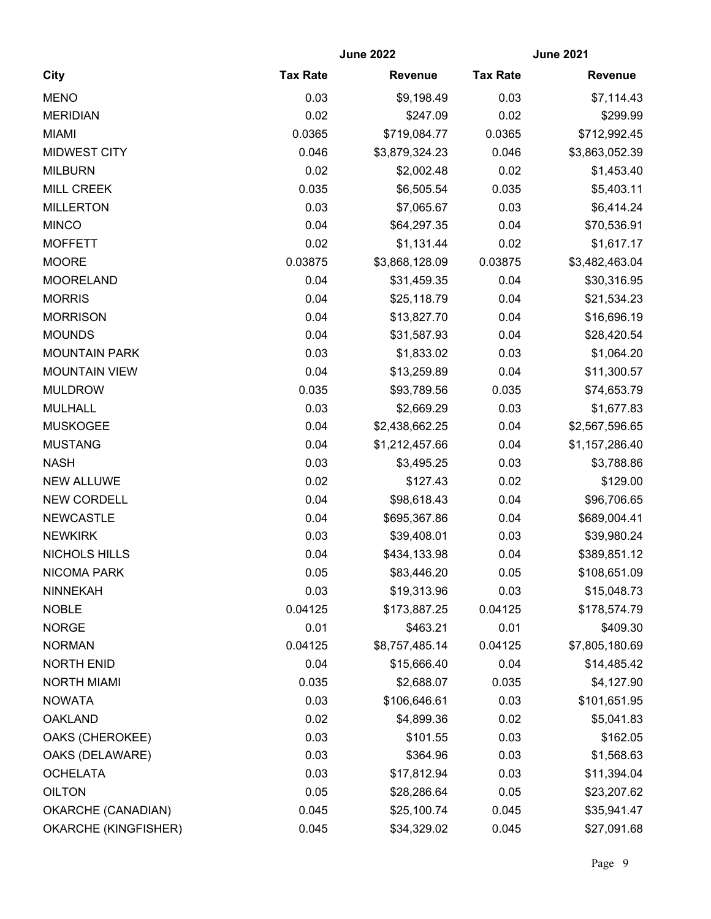| City | June 2022 | | June 2021 | |
|---|---|---|---|---|
| | Tax Rate | Revenue | Tax Rate | Revenue |
| MENO | 0.03 | $9,198.49 | 0.03 | $7,114.43 |
| MERIDIAN | 0.02 | $247.09 | 0.02 | $299.99 |
| MIAMI | 0.0365 | $719,084.77 | 0.0365 | $712,992.45 |
| MIDWEST CITY | 0.046 | $3,879,324.23 | 0.046 | $3,863,052.39 |
| MILBURN | 0.02 | $2,002.48 | 0.02 | $1,453.40 |
| MILL CREEK | 0.035 | $6,505.54 | 0.035 | $5,403.11 |
| MILLERTON | 0.03 | $7,065.67 | 0.03 | $6,414.24 |
| MINCO | 0.04 | $64,297.35 | 0.04 | $70,536.91 |
| MOFFETT | 0.02 | $1,131.44 | 0.02 | $1,617.17 |
| MOORE | 0.03875 | $3,868,128.09 | 0.03875 | $3,482,463.04 |
| MOORELAND | 0.04 | $31,459.35 | 0.04 | $30,316.95 |
| MORRIS | 0.04 | $25,118.79 | 0.04 | $21,534.23 |
| MORRISON | 0.04 | $13,827.70 | 0.04 | $16,696.19 |
| MOUNDS | 0.04 | $31,587.93 | 0.04 | $28,420.54 |
| MOUNTAIN PARK | 0.03 | $1,833.02 | 0.03 | $1,064.20 |
| MOUNTAIN VIEW | 0.04 | $13,259.89 | 0.04 | $11,300.57 |
| MULDROW | 0.035 | $93,789.56 | 0.035 | $74,653.79 |
| MULHALL | 0.03 | $2,669.29 | 0.03 | $1,677.83 |
| MUSKOGEE | 0.04 | $2,438,662.25 | 0.04 | $2,567,596.65 |
| MUSTANG | 0.04 | $1,212,457.66 | 0.04 | $1,157,286.40 |
| NASH | 0.03 | $3,495.25 | 0.03 | $3,788.86 |
| NEW ALLUWE | 0.02 | $127.43 | 0.02 | $129.00 |
| NEW CORDELL | 0.04 | $98,618.43 | 0.04 | $96,706.65 |
| NEWCASTLE | 0.04 | $695,367.86 | 0.04 | $689,004.41 |
| NEWKIRK | 0.03 | $39,408.01 | 0.03 | $39,980.24 |
| NICHOLS HILLS | 0.04 | $434,133.98 | 0.04 | $389,851.12 |
| NICOMA PARK | 0.05 | $83,446.20 | 0.05 | $108,651.09 |
| NINNEKAH | 0.03 | $19,313.96 | 0.03 | $15,048.73 |
| NOBLE | 0.04125 | $173,887.25 | 0.04125 | $178,574.79 |
| NORGE | 0.01 | $463.21 | 0.01 | $409.30 |
| NORMAN | 0.04125 | $8,757,485.14 | 0.04125 | $7,805,180.69 |
| NORTH ENID | 0.04 | $15,666.40 | 0.04 | $14,485.42 |
| NORTH MIAMI | 0.035 | $2,688.07 | 0.035 | $4,127.90 |
| NOWATA | 0.03 | $106,646.61 | 0.03 | $101,651.95 |
| OAKLAND | 0.02 | $4,899.36 | 0.02 | $5,041.83 |
| OAKS (CHEROKEE) | 0.03 | $101.55 | 0.03 | $162.05 |
| OAKS (DELAWARE) | 0.03 | $364.96 | 0.03 | $1,568.63 |
| OCHELATA | 0.03 | $17,812.94 | 0.03 | $11,394.04 |
| OILTON | 0.05 | $28,286.64 | 0.05 | $23,207.62 |
| OKARCHE (CANADIAN) | 0.045 | $25,100.74 | 0.045 | $35,941.47 |
| OKARCHE (KINGFISHER) | 0.045 | $34,329.02 | 0.045 | $27,091.68 |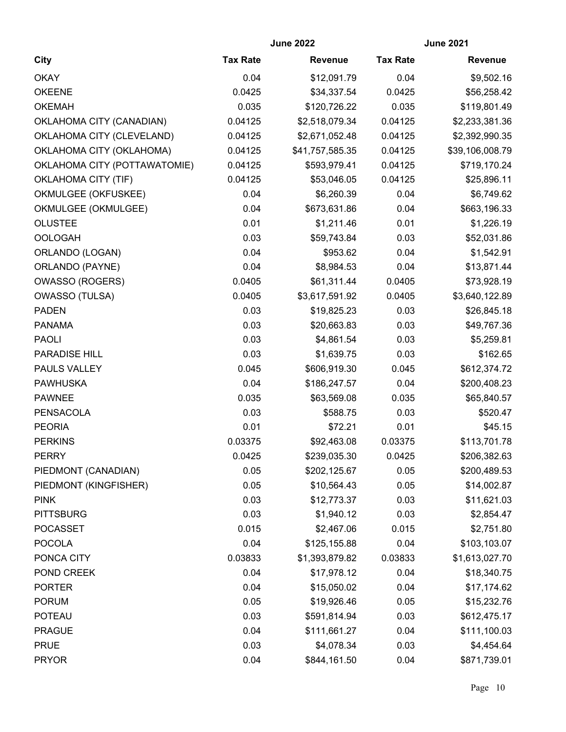| City | June 2022 | | June 2021 | |
|---|---|---|---|---|
| | Tax Rate | Revenue | Tax Rate | Revenue |
| OKAY | 0.04 | $12,091.79 | 0.04 | $9,502.16 |
| OKEENE | 0.0425 | $34,337.54 | 0.0425 | $56,258.42 |
| OKEMAH | 0.035 | $120,726.22 | 0.035 | $119,801.49 |
| OKLAHOMA CITY (CANADIAN) | 0.04125 | $2,518,079.34 | 0.04125 | $2,233,381.36 |
| OKLAHOMA CITY (CLEVELAND) | 0.04125 | $2,671,052.48 | 0.04125 | $2,392,990.35 |
| OKLAHOMA CITY (OKLAHOMA) | 0.04125 | $41,757,585.35 | 0.04125 | $39,106,008.79 |
| OKLAHOMA CITY (POTTAWATOMIE) | 0.04125 | $593,979.41 | 0.04125 | $719,170.24 |
| OKLAHOMA CITY (TIF) | 0.04125 | $53,046.05 | 0.04125 | $25,896.11 |
| OKMULGEE (OKFUSKEE) | 0.04 | $6,260.39 | 0.04 | $6,749.62 |
| OKMULGEE (OKMULGEE) | 0.04 | $673,631.86 | 0.04 | $663,196.33 |
| OLUSTEE | 0.01 | $1,211.46 | 0.01 | $1,226.19 |
| OOLOGAH | 0.03 | $59,743.84 | 0.03 | $52,031.86 |
| ORLANDO (LOGAN) | 0.04 | $953.62 | 0.04 | $1,542.91 |
| ORLANDO (PAYNE) | 0.04 | $8,984.53 | 0.04 | $13,871.44 |
| OWASSO (ROGERS) | 0.0405 | $61,311.44 | 0.0405 | $73,928.19 |
| OWASSO (TULSA) | 0.0405 | $3,617,591.92 | 0.0405 | $3,640,122.89 |
| PADEN | 0.03 | $19,825.23 | 0.03 | $26,845.18 |
| PANAMA | 0.03 | $20,663.83 | 0.03 | $49,767.36 |
| PAOLI | 0.03 | $4,861.54 | 0.03 | $5,259.81 |
| PARADISE HILL | 0.03 | $1,639.75 | 0.03 | $162.65 |
| PAULS VALLEY | 0.045 | $606,919.30 | 0.045 | $612,374.72 |
| PAWHUSKA | 0.04 | $186,247.57 | 0.04 | $200,408.23 |
| PAWNEE | 0.035 | $63,569.08 | 0.035 | $65,840.57 |
| PENSACOLA | 0.03 | $588.75 | 0.03 | $520.47 |
| PEORIA | 0.01 | $72.21 | 0.01 | $45.15 |
| PERKINS | 0.03375 | $92,463.08 | 0.03375 | $113,701.78 |
| PERRY | 0.0425 | $239,035.30 | 0.0425 | $206,382.63 |
| PIEDMONT (CANADIAN) | 0.05 | $202,125.67 | 0.05 | $200,489.53 |
| PIEDMONT (KINGFISHER) | 0.05 | $10,564.43 | 0.05 | $14,002.87 |
| PINK | 0.03 | $12,773.37 | 0.03 | $11,621.03 |
| PITTSBURG | 0.03 | $1,940.12 | 0.03 | $2,854.47 |
| POCASSET | 0.015 | $2,467.06 | 0.015 | $2,751.80 |
| POCOLA | 0.04 | $125,155.88 | 0.04 | $103,103.07 |
| PONCA CITY | 0.03833 | $1,393,879.82 | 0.03833 | $1,613,027.70 |
| POND CREEK | 0.04 | $17,978.12 | 0.04 | $18,340.75 |
| PORTER | 0.04 | $15,050.02 | 0.04 | $17,174.62 |
| PORUM | 0.05 | $19,926.46 | 0.05 | $15,232.76 |
| POTEAU | 0.03 | $591,814.94 | 0.03 | $612,475.17 |
| PRAGUE | 0.04 | $111,661.27 | 0.04 | $111,100.03 |
| PRUE | 0.03 | $4,078.34 | 0.03 | $4,454.64 |
| PRYOR | 0.04 | $844,161.50 | 0.04 | $871,739.01 |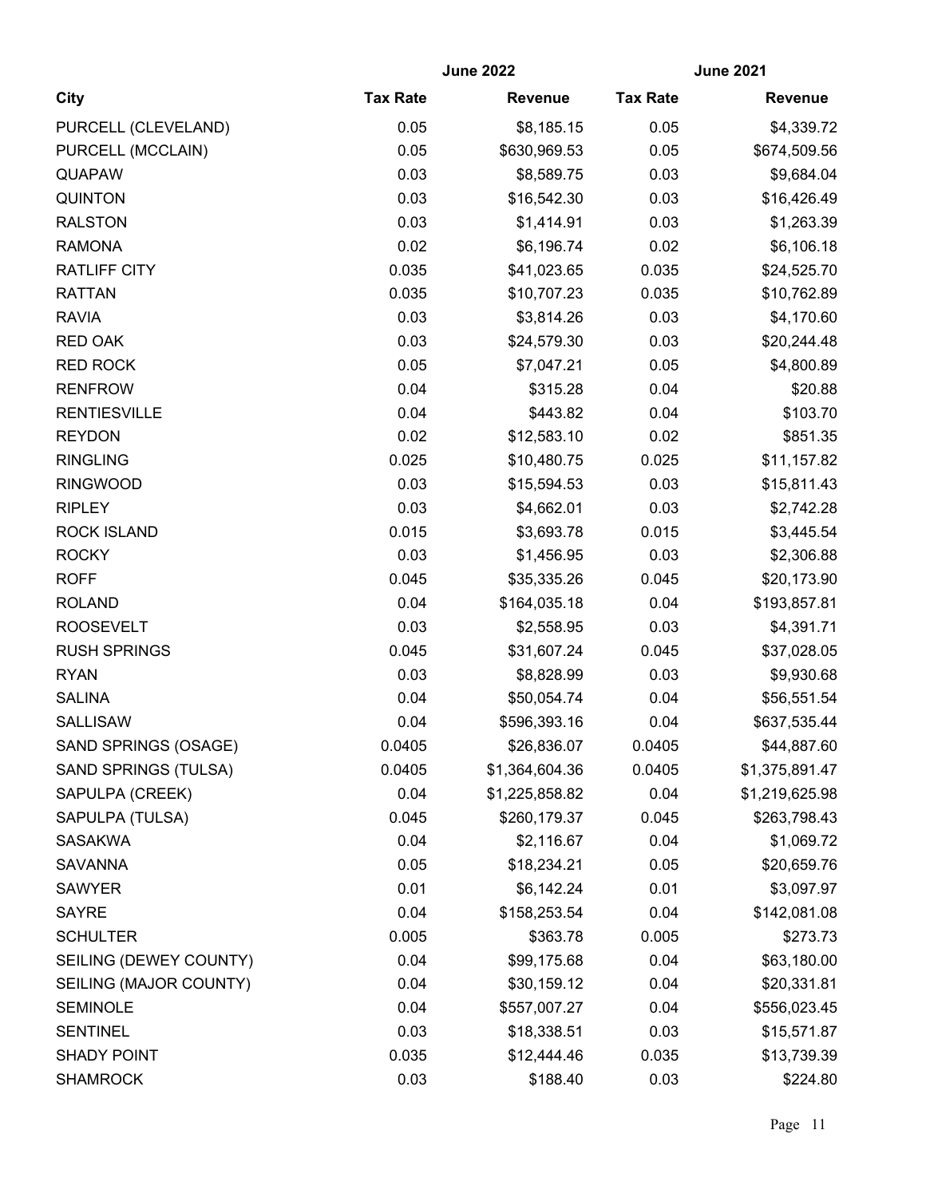| | June 2022 | | June 2021 | |
|---|---|---|---|---|
| City | Tax Rate | Revenue | Tax Rate | Revenue |
| PURCELL (CLEVELAND) | 0.05 | $8,185.15 | 0.05 | $4,339.72 |
| PURCELL (MCCLAIN) | 0.05 | $630,969.53 | 0.05 | $674,509.56 |
| QUAPAW | 0.03 | $8,589.75 | 0.03 | $9,684.04 |
| QUINTON | 0.03 | $16,542.30 | 0.03 | $16,426.49 |
| RALSTON | 0.03 | $1,414.91 | 0.03 | $1,263.39 |
| RAMONA | 0.02 | $6,196.74 | 0.02 | $6,106.18 |
| RATLIFF CITY | 0.035 | $41,023.65 | 0.035 | $24,525.70 |
| RATTAN | 0.035 | $10,707.23 | 0.035 | $10,762.89 |
| RAVIA | 0.03 | $3,814.26 | 0.03 | $4,170.60 |
| RED OAK | 0.03 | $24,579.30 | 0.03 | $20,244.48 |
| RED ROCK | 0.05 | $7,047.21 | 0.05 | $4,800.89 |
| RENFROW | 0.04 | $315.28 | 0.04 | $20.88 |
| RENTIESVILLE | 0.04 | $443.82 | 0.04 | $103.70 |
| REYDON | 0.02 | $12,583.10 | 0.02 | $851.35 |
| RINGLING | 0.025 | $10,480.75 | 0.025 | $11,157.82 |
| RINGWOOD | 0.03 | $15,594.53 | 0.03 | $15,811.43 |
| RIPLEY | 0.03 | $4,662.01 | 0.03 | $2,742.28 |
| ROCK ISLAND | 0.015 | $3,693.78 | 0.015 | $3,445.54 |
| ROCKY | 0.03 | $1,456.95 | 0.03 | $2,306.88 |
| ROFF | 0.045 | $35,335.26 | 0.045 | $20,173.90 |
| ROLAND | 0.04 | $164,035.18 | 0.04 | $193,857.81 |
| ROOSEVELT | 0.03 | $2,558.95 | 0.03 | $4,391.71 |
| RUSH SPRINGS | 0.045 | $31,607.24 | 0.045 | $37,028.05 |
| RYAN | 0.03 | $8,828.99 | 0.03 | $9,930.68 |
| SALINA | 0.04 | $50,054.74 | 0.04 | $56,551.54 |
| SALLISAW | 0.04 | $596,393.16 | 0.04 | $637,535.44 |
| SAND SPRINGS (OSAGE) | 0.0405 | $26,836.07 | 0.0405 | $44,887.60 |
| SAND SPRINGS (TULSA) | 0.0405 | $1,364,604.36 | 0.0405 | $1,375,891.47 |
| SAPULPA (CREEK) | 0.04 | $1,225,858.82 | 0.04 | $1,219,625.98 |
| SAPULPA (TULSA) | 0.045 | $260,179.37 | 0.045 | $263,798.43 |
| SASAKWA | 0.04 | $2,116.67 | 0.04 | $1,069.72 |
| SAVANNA | 0.05 | $18,234.21 | 0.05 | $20,659.76 |
| SAWYER | 0.01 | $6,142.24 | 0.01 | $3,097.97 |
| SAYRE | 0.04 | $158,253.54 | 0.04 | $142,081.08 |
| SCHULTER | 0.005 | $363.78 | 0.005 | $273.73 |
| SEILING (DEWEY COUNTY) | 0.04 | $99,175.68 | 0.04 | $63,180.00 |
| SEILING (MAJOR COUNTY) | 0.04 | $30,159.12 | 0.04 | $20,331.81 |
| SEMINOLE | 0.04 | $557,007.27 | 0.04 | $556,023.45 |
| SENTINEL | 0.03 | $18,338.51 | 0.03 | $15,571.87 |
| SHADY POINT | 0.035 | $12,444.46 | 0.035 | $13,739.39 |
| SHAMROCK | 0.03 | $188.40 | 0.03 | $224.80 |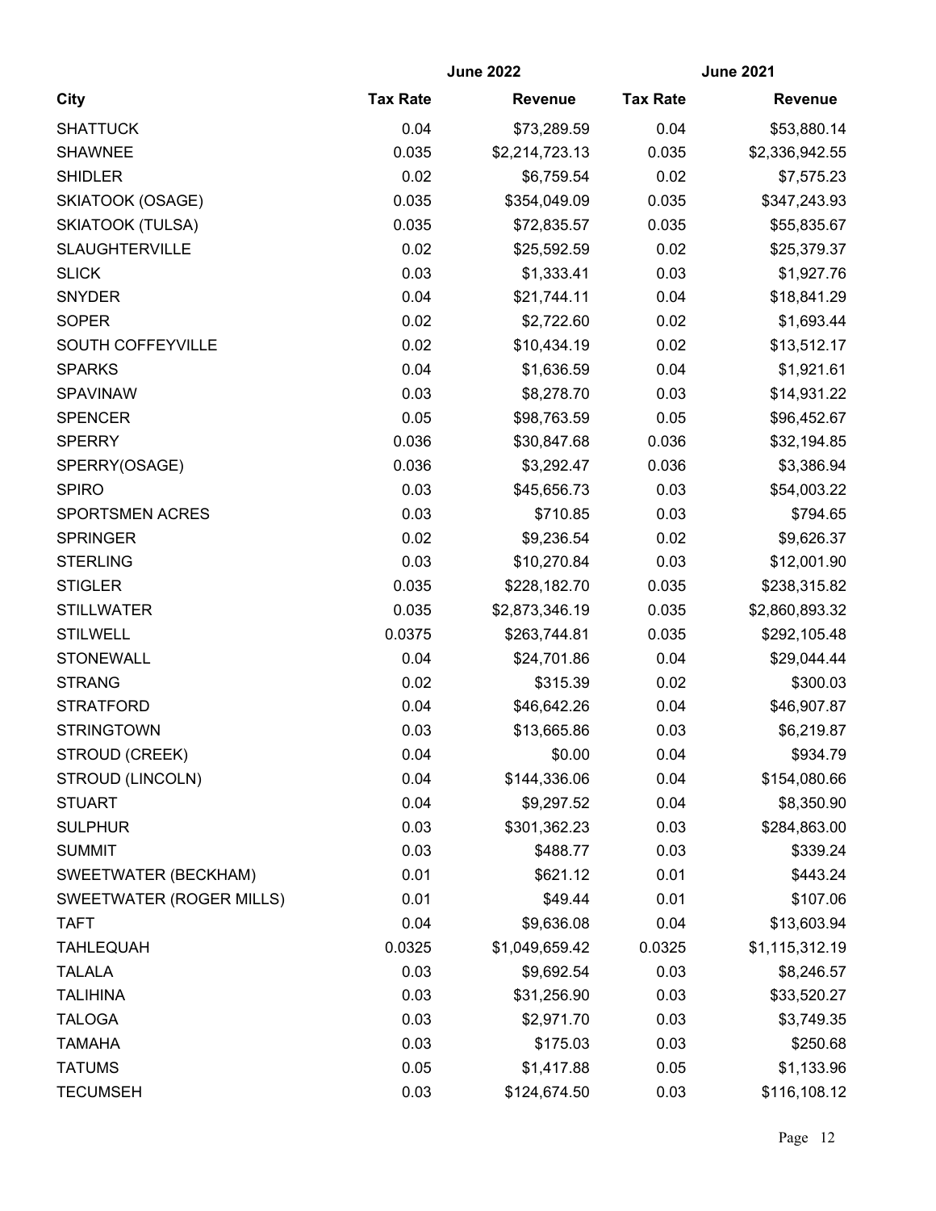| City | June 2022 | | June 2021 | |
|---|---|---|---|---|
| | Tax Rate | Revenue | Tax Rate | Revenue |
| SHATTUCK | 0.04 | $73,289.59 | 0.04 | $53,880.14 |
| SHAWNEE | 0.035 | $2,214,723.13 | 0.035 | $2,336,942.55 |
| SHIDLER | 0.02 | $6,759.54 | 0.02 | $7,575.23 |
| SKIATOOK (OSAGE) | 0.035 | $354,049.09 | 0.035 | $347,243.93 |
| SKIATOOK (TULSA) | 0.035 | $72,835.57 | 0.035 | $55,835.67 |
| SLAUGHTERVILLE | 0.02 | $25,592.59 | 0.02 | $25,379.37 |
| SLICK | 0.03 | $1,333.41 | 0.03 | $1,927.76 |
| SNYDER | 0.04 | $21,744.11 | 0.04 | $18,841.29 |
| SOPER | 0.02 | $2,722.60 | 0.02 | $1,693.44 |
| SOUTH COFFEYVILLE | 0.02 | $10,434.19 | 0.02 | $13,512.17 |
| SPARKS | 0.04 | $1,636.59 | 0.04 | $1,921.61 |
| SPAVINAW | 0.03 | $8,278.70 | 0.03 | $14,931.22 |
| SPENCER | 0.05 | $98,763.59 | 0.05 | $96,452.67 |
| SPERRY | 0.036 | $30,847.68 | 0.036 | $32,194.85 |
| SPERRY(OSAGE) | 0.036 | $3,292.47 | 0.036 | $3,386.94 |
| SPIRO | 0.03 | $45,656.73 | 0.03 | $54,003.22 |
| SPORTSMEN ACRES | 0.03 | $710.85 | 0.03 | $794.65 |
| SPRINGER | 0.02 | $9,236.54 | 0.02 | $9,626.37 |
| STERLING | 0.03 | $10,270.84 | 0.03 | $12,001.90 |
| STIGLER | 0.035 | $228,182.70 | 0.035 | $238,315.82 |
| STILLWATER | 0.035 | $2,873,346.19 | 0.035 | $2,860,893.32 |
| STILWELL | 0.0375 | $263,744.81 | 0.035 | $292,105.48 |
| STONEWALL | 0.04 | $24,701.86 | 0.04 | $29,044.44 |
| STRANG | 0.02 | $315.39 | 0.02 | $300.03 |
| STRATFORD | 0.04 | $46,642.26 | 0.04 | $46,907.87 |
| STRINGTOWN | 0.03 | $13,665.86 | 0.03 | $6,219.87 |
| STROUD (CREEK) | 0.04 | $0.00 | 0.04 | $934.79 |
| STROUD (LINCOLN) | 0.04 | $144,336.06 | 0.04 | $154,080.66 |
| STUART | 0.04 | $9,297.52 | 0.04 | $8,350.90 |
| SULPHUR | 0.03 | $301,362.23 | 0.03 | $284,863.00 |
| SUMMIT | 0.03 | $488.77 | 0.03 | $339.24 |
| SWEETWATER (BECKHAM) | 0.01 | $621.12 | 0.01 | $443.24 |
| SWEETWATER (ROGER MILLS) | 0.01 | $49.44 | 0.01 | $107.06 |
| TAFT | 0.04 | $9,636.08 | 0.04 | $13,603.94 |
| TAHLEQUAH | 0.0325 | $1,049,659.42 | 0.0325 | $1,115,312.19 |
| TALALA | 0.03 | $9,692.54 | 0.03 | $8,246.57 |
| TALIHINA | 0.03 | $31,256.90 | 0.03 | $33,520.27 |
| TALOGA | 0.03 | $2,971.70 | 0.03 | $3,749.35 |
| TAMAHA | 0.03 | $175.03 | 0.03 | $250.68 |
| TATUMS | 0.05 | $1,417.88 | 0.05 | $1,133.96 |
| TECUMSEH | 0.03 | $124,674.50 | 0.03 | $116,108.12 |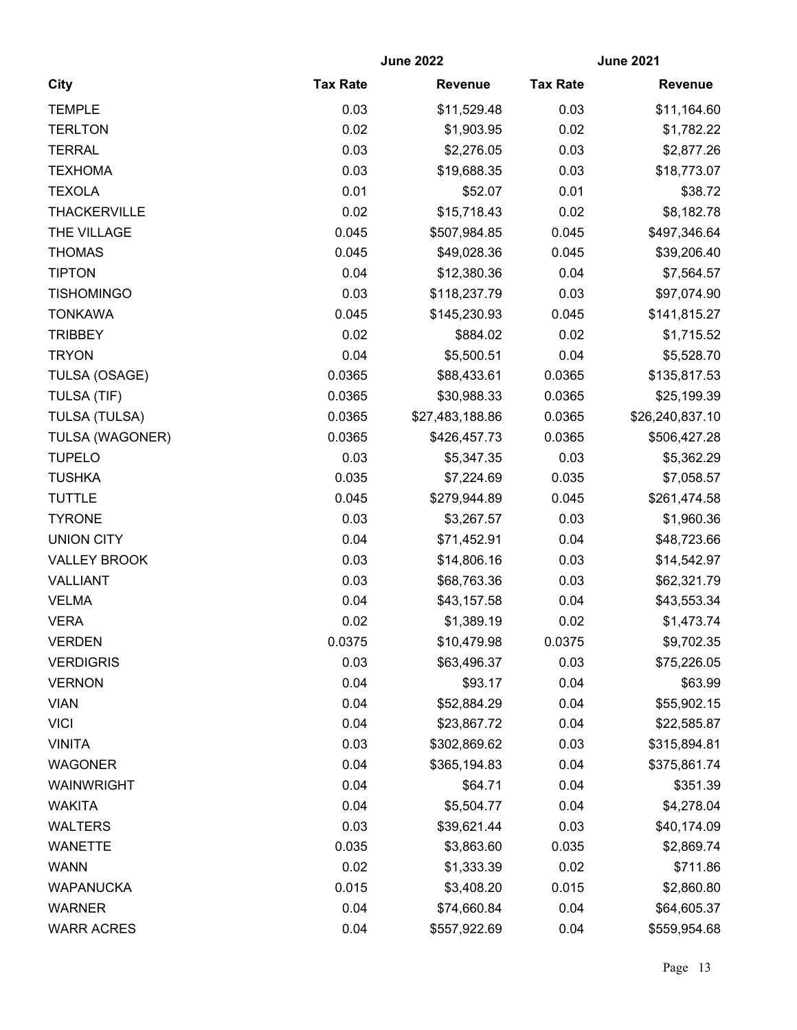| City | June 2022 | | June 2021 | |
|---|---|---|---|---|
| | Tax Rate | Revenue | Tax Rate | Revenue |
| TEMPLE | 0.03 | $11,529.48 | 0.03 | $11,164.60 |
| TERLTON | 0.02 | $1,903.95 | 0.02 | $1,782.22 |
| TERRAL | 0.03 | $2,276.05 | 0.03 | $2,877.26 |
| TEXHOMA | 0.03 | $19,688.35 | 0.03 | $18,773.07 |
| TEXOLA | 0.01 | $52.07 | 0.01 | $38.72 |
| THACKERVILLE | 0.02 | $15,718.43 | 0.02 | $8,182.78 |
| THE VILLAGE | 0.045 | $507,984.85 | 0.045 | $497,346.64 |
| THOMAS | 0.045 | $49,028.36 | 0.045 | $39,206.40 |
| TIPTON | 0.04 | $12,380.36 | 0.04 | $7,564.57 |
| TISHOMINGO | 0.03 | $118,237.79 | 0.03 | $97,074.90 |
| TONKAWA | 0.045 | $145,230.93 | 0.045 | $141,815.27 |
| TRIBBEY | 0.02 | $884.02 | 0.02 | $1,715.52 |
| TRYON | 0.04 | $5,500.51 | 0.04 | $5,528.70 |
| TULSA (OSAGE) | 0.0365 | $88,433.61 | 0.0365 | $135,817.53 |
| TULSA (TIF) | 0.0365 | $30,988.33 | 0.0365 | $25,199.39 |
| TULSA (TULSA) | 0.0365 | $27,483,188.86 | 0.0365 | $26,240,837.10 |
| TULSA (WAGONER) | 0.0365 | $426,457.73 | 0.0365 | $506,427.28 |
| TUPELO | 0.03 | $5,347.35 | 0.03 | $5,362.29 |
| TUSHKA | 0.035 | $7,224.69 | 0.035 | $7,058.57 |
| TUTTLE | 0.045 | $279,944.89 | 0.045 | $261,474.58 |
| TYRONE | 0.03 | $3,267.57 | 0.03 | $1,960.36 |
| UNION CITY | 0.04 | $71,452.91 | 0.04 | $48,723.66 |
| VALLEY BROOK | 0.03 | $14,806.16 | 0.03 | $14,542.97 |
| VALLIANT | 0.03 | $68,763.36 | 0.03 | $62,321.79 |
| VELMA | 0.04 | $43,157.58 | 0.04 | $43,553.34 |
| VERA | 0.02 | $1,389.19 | 0.02 | $1,473.74 |
| VERDEN | 0.0375 | $10,479.98 | 0.0375 | $9,702.35 |
| VERDIGRIS | 0.03 | $63,496.37 | 0.03 | $75,226.05 |
| VERNON | 0.04 | $93.17 | 0.04 | $63.99 |
| VIAN | 0.04 | $52,884.29 | 0.04 | $55,902.15 |
| VICI | 0.04 | $23,867.72 | 0.04 | $22,585.87 |
| VINITA | 0.03 | $302,869.62 | 0.03 | $315,894.81 |
| WAGONER | 0.04 | $365,194.83 | 0.04 | $375,861.74 |
| WAINWRIGHT | 0.04 | $64.71 | 0.04 | $351.39 |
| WAKITA | 0.04 | $5,504.77 | 0.04 | $4,278.04 |
| WALTERS | 0.03 | $39,621.44 | 0.03 | $40,174.09 |
| WANETTE | 0.035 | $3,863.60 | 0.035 | $2,869.74 |
| WANN | 0.02 | $1,333.39 | 0.02 | $711.86 |
| WAPANUCKA | 0.015 | $3,408.20 | 0.015 | $2,860.80 |
| WARNER | 0.04 | $74,660.84 | 0.04 | $64,605.37 |
| WARR ACRES | 0.04 | $557,922.69 | 0.04 | $559,954.68 |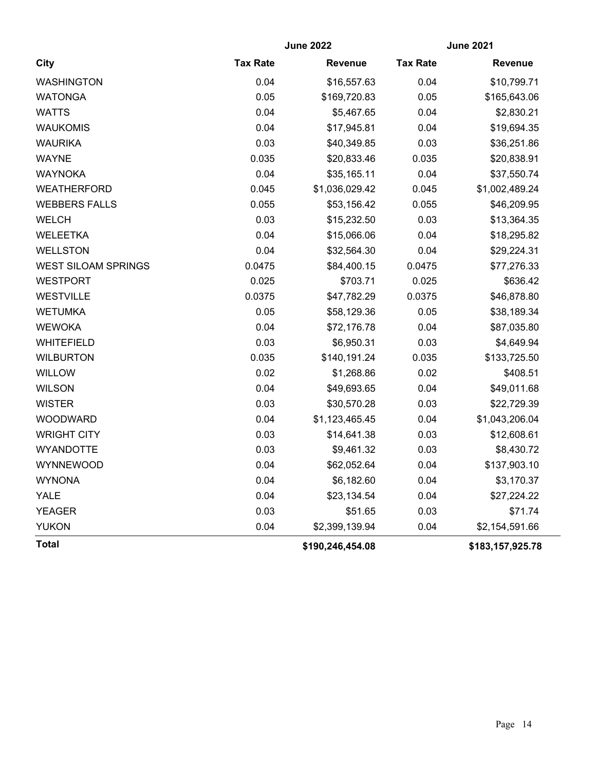| City | June 2022 | | June 2021 | |
|---|---|---|---|---|
| | Tax Rate | Revenue | Tax Rate | Revenue |
| WASHINGTON | 0.04 | $16,557.63 | 0.04 | $10,799.71 |
| WATONGA | 0.05 | $169,720.83 | 0.05 | $165,643.06 |
| WATTS | 0.04 | $5,467.65 | 0.04 | $2,830.21 |
| WAUKOMIS | 0.04 | $17,945.81 | 0.04 | $19,694.35 |
| WAURIKA | 0.03 | $40,349.85 | 0.03 | $36,251.86 |
| WAYNE | 0.035 | $20,833.46 | 0.035 | $20,838.91 |
| WAYNOKA | 0.04 | $35,165.11 | 0.04 | $37,550.74 |
| WEATHERFORD | 0.045 | $1,036,029.42 | 0.045 | $1,002,489.24 |
| WEBBERS FALLS | 0.055 | $53,156.42 | 0.055 | $46,209.95 |
| WELCH | 0.03 | $15,232.50 | 0.03 | $13,364.35 |
| WELEETKA | 0.04 | $15,066.06 | 0.04 | $18,295.82 |
| WELLSTON | 0.04 | $32,564.30 | 0.04 | $29,224.31 |
| WEST SILOAM SPRINGS | 0.0475 | $84,400.15 | 0.0475 | $77,276.33 |
| WESTPORT | 0.025 | $703.71 | 0.025 | $636.42 |
| WESTVILLE | 0.0375 | $47,782.29 | 0.0375 | $46,878.80 |
| WETUMKA | 0.05 | $58,129.36 | 0.05 | $38,189.34 |
| WEWOKA | 0.04 | $72,176.78 | 0.04 | $87,035.80 |
| WHITEFIELD | 0.03 | $6,950.31 | 0.03 | $4,649.94 |
| WILBURTON | 0.035 | $140,191.24 | 0.035 | $133,725.50 |
| WILLOW | 0.02 | $1,268.86 | 0.02 | $408.51 |
| WILSON | 0.04 | $49,693.65 | 0.04 | $49,011.68 |
| WISTER | 0.03 | $30,570.28 | 0.03 | $22,729.39 |
| WOODWARD | 0.04 | $1,123,465.45 | 0.04 | $1,043,206.04 |
| WRIGHT CITY | 0.03 | $14,641.38 | 0.03 | $12,608.61 |
| WYANDOTTE | 0.03 | $9,461.32 | 0.03 | $8,430.72 |
| WYNNEWOOD | 0.04 | $62,052.64 | 0.04 | $137,903.10 |
| WYNONA | 0.04 | $6,182.60 | 0.04 | $3,170.37 |
| YALE | 0.04 | $23,134.54 | 0.04 | $27,224.22 |
| YEAGER | 0.03 | $51.65 | 0.03 | $71.74 |
| YUKON | 0.04 | $2,399,139.94 | 0.04 | $2,154,591.66 |
| **Total** | | **$190,246,454.08** | | **$183,157,925.78** |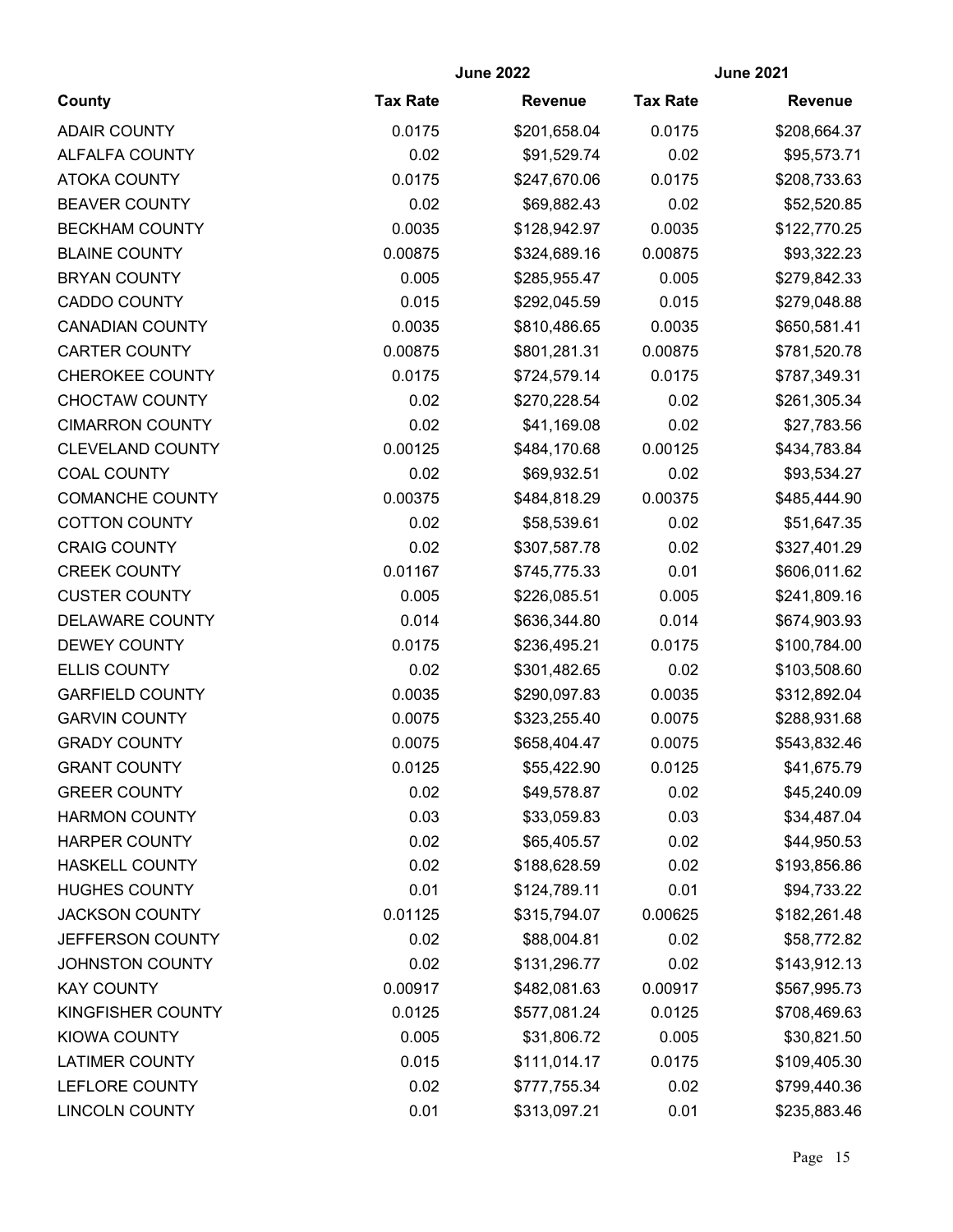| | June 2022 | | June 2021 | |
|---|---|---|---|---|
| **County** | **Tax Rate** | **Revenue** | **Tax Rate** | **Revenue** |
| ADAIR COUNTY | 0.0175 | $201,658.04 | 0.0175 | $208,664.37 |
| ALFALFA COUNTY | 0.02 | $91,529.74 | 0.02 | $95,573.71 |
| ATOKA COUNTY | 0.0175 | $247,670.06 | 0.0175 | $208,733.63 |
| BEAVER COUNTY | 0.02 | $69,882.43 | 0.02 | $52,520.85 |
| BECKHAM COUNTY | 0.0035 | $128,942.97 | 0.0035 | $122,770.25 |
| BLAINE COUNTY | 0.00875 | $324,689.16 | 0.00875 | $93,322.23 |
| BRYAN COUNTY | 0.005 | $285,955.47 | 0.005 | $279,842.33 |
| CADDO COUNTY | 0.015 | $292,045.59 | 0.015 | $279,048.88 |
| CANADIAN COUNTY | 0.0035 | $810,486.65 | 0.0035 | $650,581.41 |
| CARTER COUNTY | 0.00875 | $801,281.31 | 0.00875 | $781,520.78 |
| CHEROKEE COUNTY | 0.0175 | $724,579.14 | 0.0175 | $787,349.31 |
| CHOCTAW COUNTY | 0.02 | $270,228.54 | 0.02 | $261,305.34 |
| CIMARRON COUNTY | 0.02 | $41,169.08 | 0.02 | $27,783.56 |
| CLEVELAND COUNTY | 0.00125 | $484,170.68 | 0.00125 | $434,783.84 |
| COAL COUNTY | 0.02 | $69,932.51 | 0.02 | $93,534.27 |
| COMANCHE COUNTY | 0.00375 | $484,818.29 | 0.00375 | $485,444.90 |
| COTTON COUNTY | 0.02 | $58,539.61 | 0.02 | $51,647.35 |
| CRAIG COUNTY | 0.02 | $307,587.78 | 0.02 | $327,401.29 |
| CREEK COUNTY | 0.01167 | $745,775.33 | 0.01 | $606,011.62 |
| CUSTER COUNTY | 0.005 | $226,085.51 | 0.005 | $241,809.16 |
| DELAWARE COUNTY | 0.014 | $636,344.80 | 0.014 | $674,903.93 |
| DEWEY COUNTY | 0.0175 | $236,495.21 | 0.0175 | $100,784.00 |
| ELLIS COUNTY | 0.02 | $301,482.65 | 0.02 | $103,508.60 |
| GARFIELD COUNTY | 0.0035 | $290,097.83 | 0.0035 | $312,892.04 |
| GARVIN COUNTY | 0.0075 | $323,255.40 | 0.0075 | $288,931.68 |
| GRADY COUNTY | 0.0075 | $658,404.47 | 0.0075 | $543,832.46 |
| GRANT COUNTY | 0.0125 | $55,422.90 | 0.0125 | $41,675.79 |
| GREER COUNTY | 0.02 | $49,578.87 | 0.02 | $45,240.09 |
| HARMON COUNTY | 0.03 | $33,059.83 | 0.03 | $34,487.04 |
| HARPER COUNTY | 0.02 | $65,405.57 | 0.02 | $44,950.53 |
| HASKELL COUNTY | 0.02 | $188,628.59 | 0.02 | $193,856.86 |
| HUGHES COUNTY | 0.01 | $124,789.11 | 0.01 | $94,733.22 |
| JACKSON COUNTY | 0.01125 | $315,794.07 | 0.00625 | $182,261.48 |
| JEFFERSON COUNTY | 0.02 | $88,004.81 | 0.02 | $58,772.82 |
| JOHNSTON COUNTY | 0.02 | $131,296.77 | 0.02 | $143,912.13 |
| KAY COUNTY | 0.00917 | $482,081.63 | 0.00917 | $567,995.73 |
| KINGFISHER COUNTY | 0.0125 | $577,081.24 | 0.0125 | $708,469.63 |
| KIOWA COUNTY | 0.005 | $31,806.72 | 0.005 | $30,821.50 |
| LATIMER COUNTY | 0.015 | $111,014.17 | 0.0175 | $109,405.30 |
| LEFLORE COUNTY | 0.02 | $777,755.34 | 0.02 | $799,440.36 |
| LINCOLN COUNTY | 0.01 | $313,097.21 | 0.01 | $235,883.46 |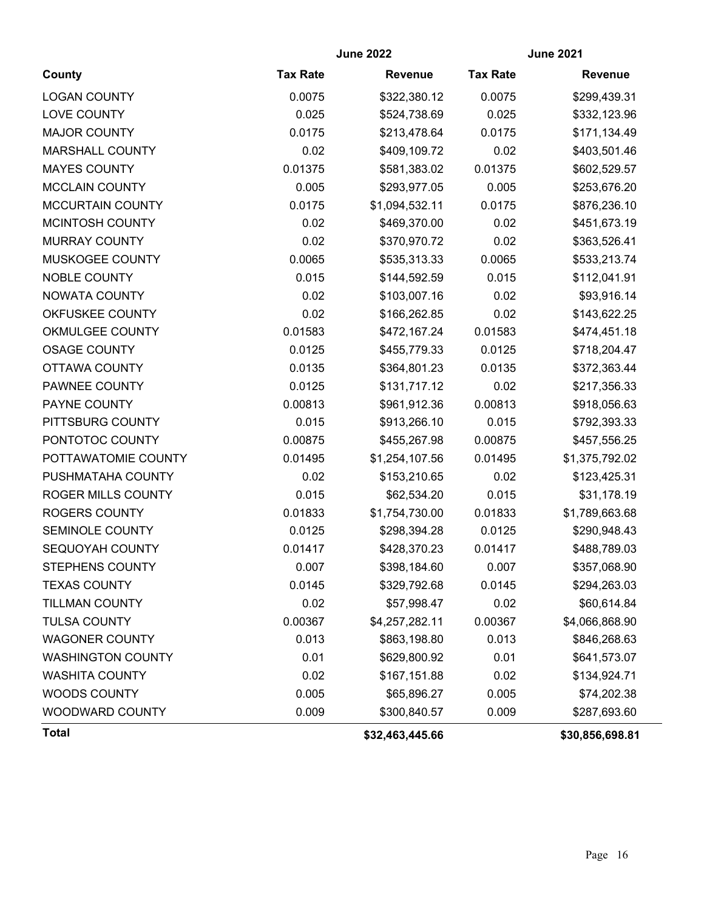| | June 2022 | | June 2021 | |
|---|---|---|---|---|
| County | Tax Rate | Revenue | Tax Rate | Revenue |
| LOGAN COUNTY | 0.0075 | $322,380.12 | 0.0075 | $299,439.31 |
| LOVE COUNTY | 0.025 | $524,738.69 | 0.025 | $332,123.96 |
| MAJOR COUNTY | 0.0175 | $213,478.64 | 0.0175 | $171,134.49 |
| MARSHALL COUNTY | 0.02 | $409,109.72 | 0.02 | $403,501.46 |
| MAYES COUNTY | 0.01375 | $581,383.02 | 0.01375 | $602,529.57 |
| MCCLAIN COUNTY | 0.005 | $293,977.05 | 0.005 | $253,676.20 |
| MCCURTAIN COUNTY | 0.0175 | $1,094,532.11 | 0.0175 | $876,236.10 |
| MCINTOSH COUNTY | 0.02 | $469,370.00 | 0.02 | $451,673.19 |
| MURRAY COUNTY | 0.02 | $370,970.72 | 0.02 | $363,526.41 |
| MUSKOGEE COUNTY | 0.0065 | $535,313.33 | 0.0065 | $533,213.74 |
| NOBLE COUNTY | 0.015 | $144,592.59 | 0.015 | $112,041.91 |
| NOWATA COUNTY | 0.02 | $103,007.16 | 0.02 | $93,916.14 |
| OKFUSKEE COUNTY | 0.02 | $166,262.85 | 0.02 | $143,622.25 |
| OKMULGEE COUNTY | 0.01583 | $472,167.24 | 0.01583 | $474,451.18 |
| OSAGE COUNTY | 0.0125 | $455,779.33 | 0.0125 | $718,204.47 |
| OTTAWA COUNTY | 0.0135 | $364,801.23 | 0.0135 | $372,363.44 |
| PAWNEE COUNTY | 0.0125 | $131,717.12 | 0.02 | $217,356.33 |
| PAYNE COUNTY | 0.00813 | $961,912.36 | 0.00813 | $918,056.63 |
| PITTSBURG COUNTY | 0.015 | $913,266.10 | 0.015 | $792,393.33 |
| PONTOTOC COUNTY | 0.00875 | $455,267.98 | 0.00875 | $457,556.25 |
| POTTAWATOMIE COUNTY | 0.01495 | $1,254,107.56 | 0.01495 | $1,375,792.02 |
| PUSHMATAHA COUNTY | 0.02 | $153,210.65 | 0.02 | $123,425.31 |
| ROGER MILLS COUNTY | 0.015 | $62,534.20 | 0.015 | $31,178.19 |
| ROGERS COUNTY | 0.01833 | $1,754,730.00 | 0.01833 | $1,789,663.68 |
| SEMINOLE COUNTY | 0.0125 | $298,394.28 | 0.0125 | $290,948.43 |
| SEQUOYAH COUNTY | 0.01417 | $428,370.23 | 0.01417 | $488,789.03 |
| STEPHENS COUNTY | 0.007 | $398,184.60 | 0.007 | $357,068.90 |
| TEXAS COUNTY | 0.0145 | $329,792.68 | 0.0145 | $294,263.03 |
| TILLMAN COUNTY | 0.02 | $57,998.47 | 0.02 | $60,614.84 |
| TULSA COUNTY | 0.00367 | $4,257,282.11 | 0.00367 | $4,066,868.90 |
| WAGONER COUNTY | 0.013 | $863,198.80 | 0.013 | $846,268.63 |
| WASHINGTON COUNTY | 0.01 | $629,800.92 | 0.01 | $641,573.07 |
| WASHITA COUNTY | 0.02 | $167,151.88 | 0.02 | $134,924.71 |
| WOODS COUNTY | 0.005 | $65,896.27 | 0.005 | $74,202.38 |
| WOODWARD COUNTY | 0.009 | $300,840.57 | 0.009 | $287,693.60 |
| **Total** | | **$32,463,445.66** | | **$30,856,698.81** |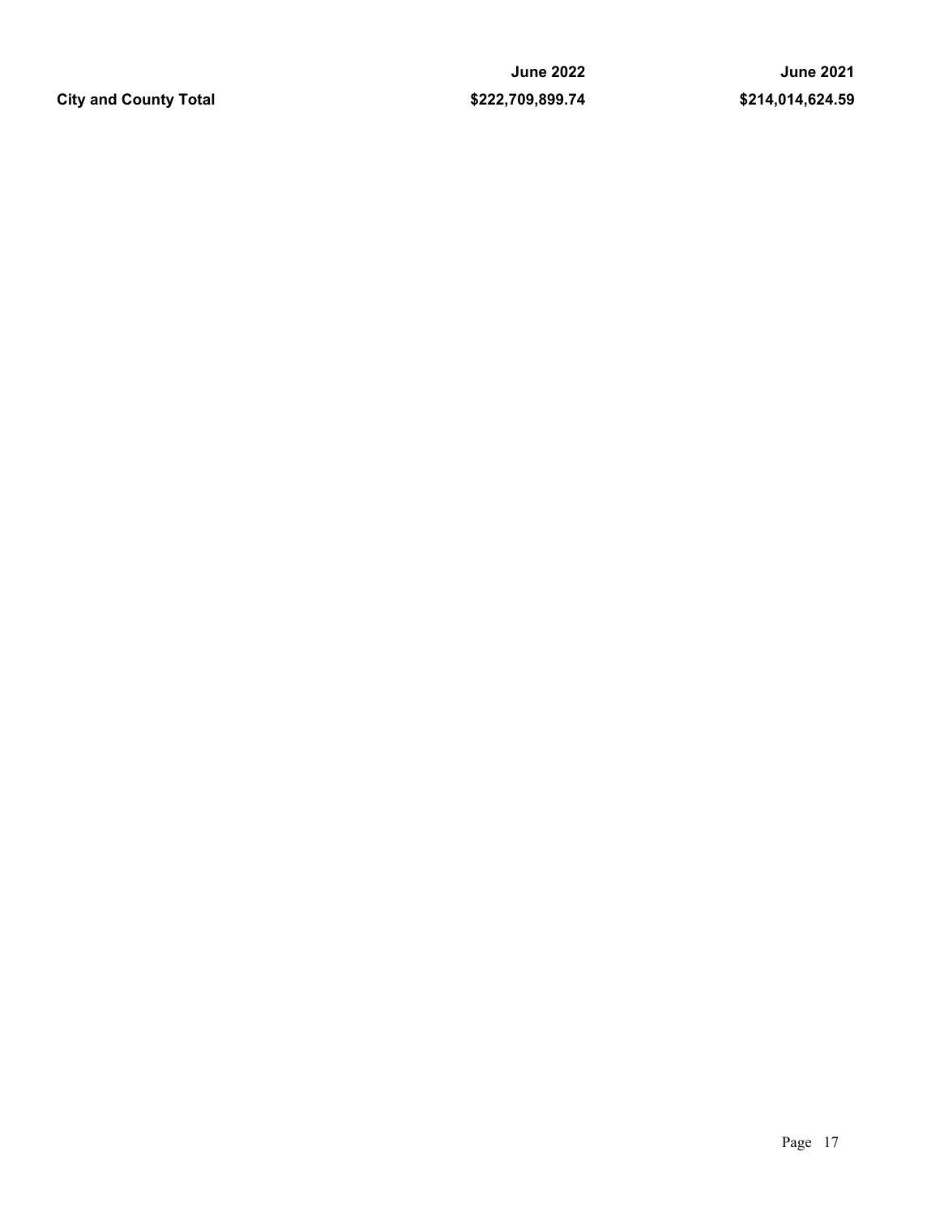| | June 2022 | June 2021 |
|---|---|---|
| **City and County Total** | **$222,709,899.74** | **$214,014,624.59** |